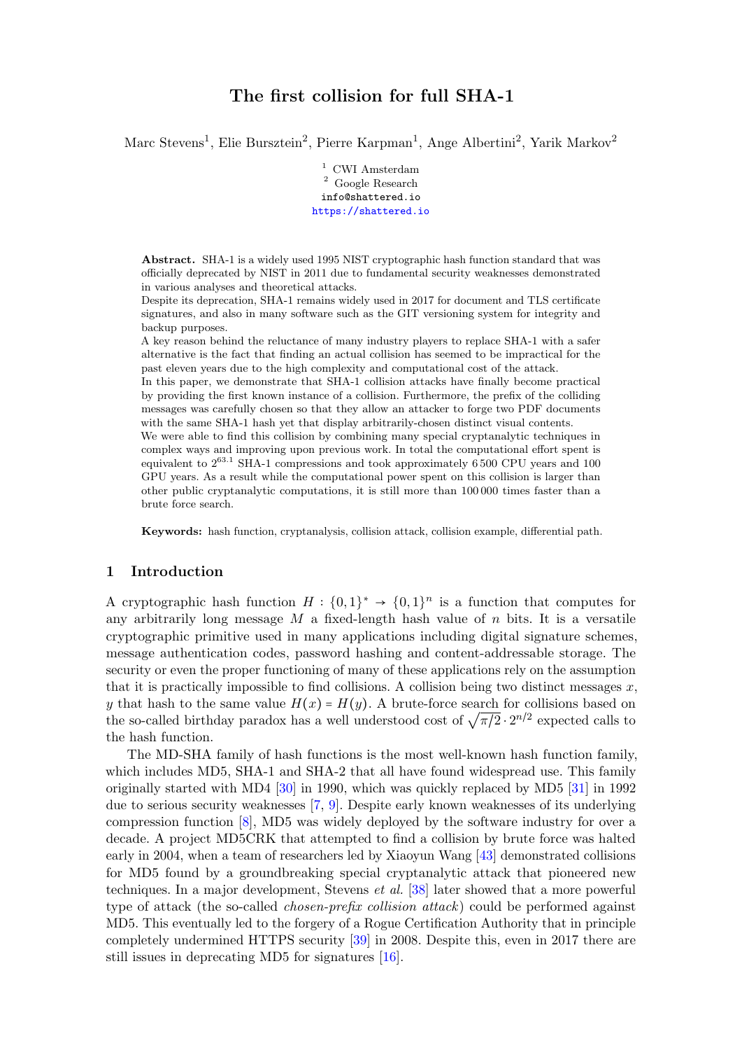# The first collision for full SHA-1

Marc Stevens[1], Elie Bursztein[2], Pierre Karpman[1], Ange Albertini[2], Yarik Markov[2]

[1] CWI Amsterdam
[2] Google Research
info@shattered.io
https://shattered.io

**Abstract.** SHA-1 is a widely used 1995 NIST cryptographic hash function standard that was officially deprecated by NIST in 2011 due to fundamental security weaknesses demonstrated in various analyses and theoretical attacks.
Despite its deprecation, SHA-1 remains widely used in 2017 for document and TLS certificate signatures, and also in many software such as the GIT versioning system for integrity and backup purposes.
A key reason behind the reluctance of many industry players to replace SHA-1 with a safer alternative is the fact that finding an actual collision has seemed to be impractical for the past eleven years due to the high complexity and computational cost of the attack.
In this paper, we demonstrate that SHA-1 collision attacks have finally become practical by providing the first known instance of a collision. Furthermore, the prefix of the colliding messages was carefully chosen so that they allow an attacker to forge two PDF documents with the same SHA-1 hash yet that display arbitrarily-chosen distinct visual contents.
We were able to find this collision by combining many special cryptanalytic techniques in complex ways and improving upon previous work. In total the computational effort spent is equivalent to $2^{63.1}$ SHA-1 compressions and took approximately 6 500 CPU years and 100 GPU years. As a result while the computational power spent on this collision is larger than other public cryptanalytic computations, it is still more than 100 000 times faster than a brute force search.

**Keywords:** hash function, cryptanalysis, collision attack, collision example, differential path.

## 1 Introduction

A cryptographic hash function $H : \{0,1\}^* \rightarrow \{0,1\}^n$ is a function that computes for any arbitrarily long message $M$ a fixed-length hash value of $n$ bits. It is a versatile cryptographic primitive used in many applications including digital signature schemes, message authentication codes, password hashing and content-addressable storage. The security or even the proper functioning of many of these applications rely on the assumption that it is practically impossible to find collisions. A collision being two distinct messages $x$, $y$ that hash to the same value $H(x) = H(y)$. A brute-force search for collisions based on the so-called birthday paradox has a well understood cost of $\sqrt{\pi/2} \cdot 2^{n/2}$ expected calls to the hash function.

The MD-SHA family of hash functions is the most well-known hash function family, which includes MD5, SHA-1 and SHA-2 that all have found widespread use. This family originally started with MD4 [30] in 1990, which was quickly replaced by MD5 [31] in 1992 due to serious security weaknesses [7, 9]. Despite early known weaknesses of its underlying compression function [8], MD5 was widely deployed by the software industry for over a decade. A project MD5CRK that attempted to find a collision by brute force was halted early in 2004, when a team of researchers led by Xiaoyun Wang [43] demonstrated collisions for MD5 found by a groundbreaking special cryptanalytic attack that pioneered new techniques. In a major development, Stevens *et al.* [38] later showed that a more powerful type of attack (the so-called *chosen-prefix collision attack*) could be performed against MD5. This eventually led to the forgery of a Rogue Certification Authority that in principle completely undermined HTTPS security [39] in 2008. Despite this, even in 2017 there are still issues in deprecating MD5 for signatures [16].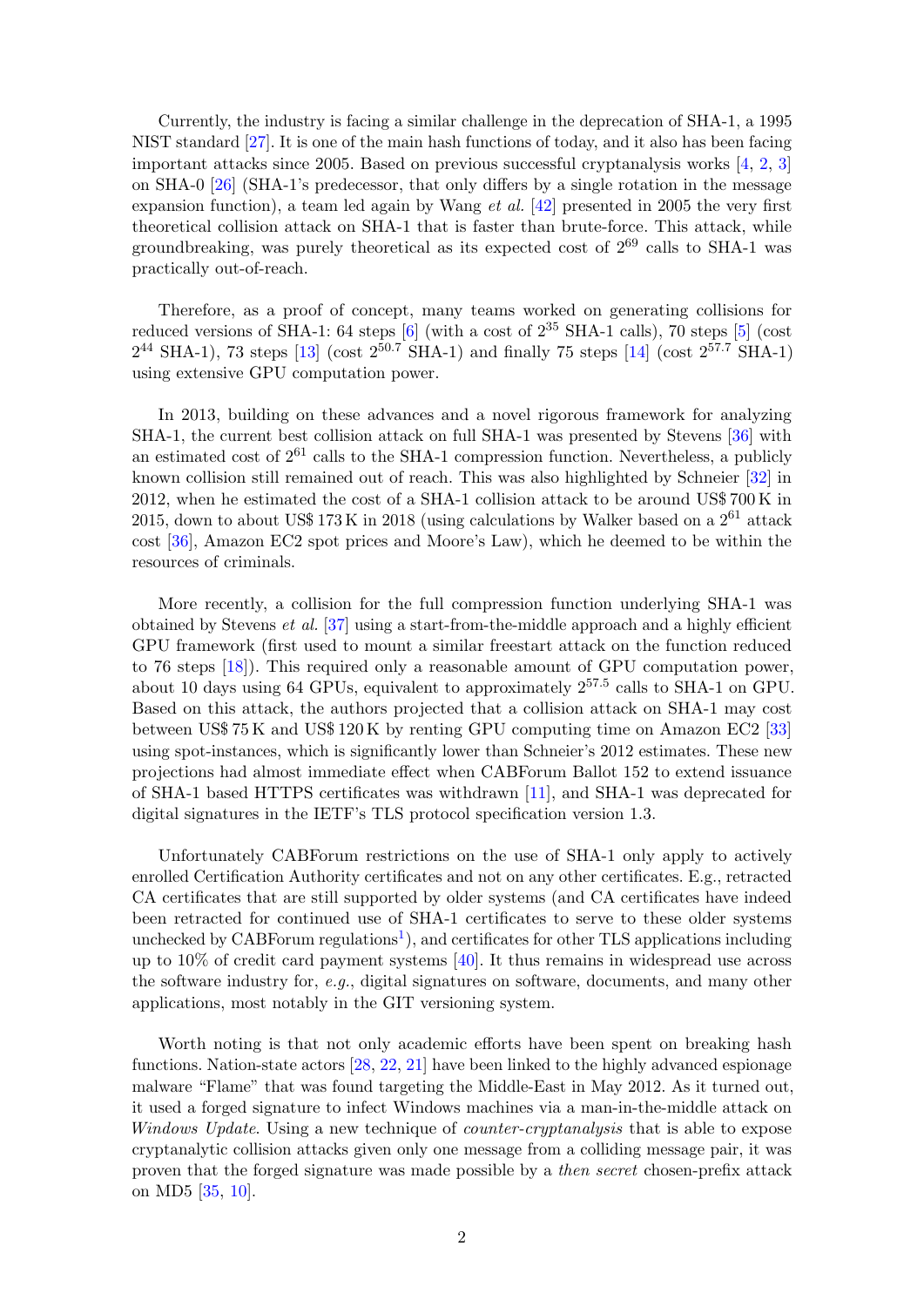Currently, the industry is facing a similar challenge in the deprecation of SHA-1, a 1995 NIST standard [27]. It is one of the main hash functions of today, and it also has been facing important attacks since 2005. Based on previous successful cryptanalysis works [4, 2, 3] on SHA-0 [26] (SHA-1's predecessor, that only differs by a single rotation in the message expansion function), a team led again by Wang *et al.* [42] presented in 2005 the very first theoretical collision attack on SHA-1 that is faster than brute-force. This attack, while groundbreaking, was purely theoretical as its expected cost of $2^{69}$ calls to SHA-1 was practically out-of-reach.

Therefore, as a proof of concept, many teams worked on generating collisions for reduced versions of SHA-1: 64 steps [6] (with a cost of $2^{35}$ SHA-1 calls), 70 steps [5] (cost $2^{44}$ SHA-1), 73 steps [13] (cost $2^{50.7}$ SHA-1) and finally 75 steps [14] (cost $2^{57.7}$ SHA-1) using extensive GPU computation power.

In 2013, building on these advances and a novel rigorous framework for analyzing SHA-1, the current best collision attack on full SHA-1 was presented by Stevens [36] with an estimated cost of $2^{61}$ calls to the SHA-1 compression function. Nevertheless, a publicly known collision still remained out of reach. This was also highlighted by Schneier [32] in 2012, when he estimated the cost of a SHA-1 collision attack to be around US$ 700 K in 2015, down to about US$ 173 K in 2018 (using calculations by Walker based on a $2^{61}$ attack cost [36], Amazon EC2 spot prices and Moore's Law), which he deemed to be within the resources of criminals.

More recently, a collision for the full compression function underlying SHA-1 was obtained by Stevens *et al.* [37] using a start-from-the-middle approach and a highly efficient GPU framework (first used to mount a similar freestart attack on the function reduced to 76 steps [18]). This required only a reasonable amount of GPU computation power, about 10 days using 64 GPUs, equivalent to approximately $2^{57.5}$ calls to SHA-1 on GPU. Based on this attack, the authors projected that a collision attack on SHA-1 may cost between US$ 75 K and US$ 120 K by renting GPU computing time on Amazon EC2 [33] using spot-instances, which is significantly lower than Schneier's 2012 estimates. These new projections had almost immediate effect when CABForum Ballot 152 to extend issuance of SHA-1 based HTTPS certificates was withdrawn [11], and SHA-1 was deprecated for digital signatures in the IETF's TLS protocol specification version 1.3.

Unfortunately CABForum restrictions on the use of SHA-1 only apply to actively enrolled Certification Authority certificates and not on any other certificates. E.g., retracted CA certificates that are still supported by older systems (and CA certificates have indeed been retracted for continued use of SHA-1 certificates to serve to these older systems unchecked by CABForum regulations[1]), and certificates for other TLS applications including up to 10% of credit card payment systems [40]. It thus remains in widespread use across the software industry for, *e.g.*, digital signatures on software, documents, and many other applications, most notably in the GIT versioning system.

Worth noting is that not only academic efforts have been spent on breaking hash functions. Nation-state actors [28, 22, 21] have been linked to the highly advanced espionage malware "Flame" that was found targeting the Middle-East in May 2012. As it turned out, it used a forged signature to infect Windows machines via a man-in-the-middle attack on *Windows Update*. Using a new technique of *counter-cryptanalysis* that is able to expose cryptanalytic collision attacks given only one message from a colliding message pair, it was proven that the forged signature was made possible by a *then secret* chosen-prefix attack on MD5 [35, 10].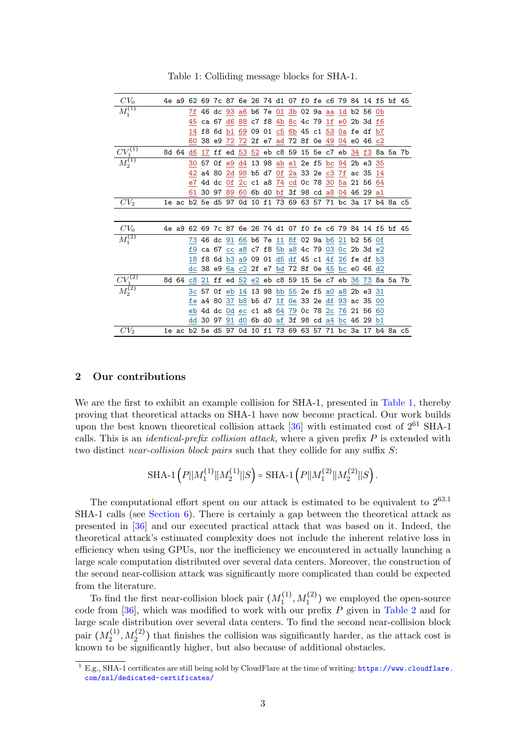Table 1: Colliding message blocks for SHA-1.

| | |
|---|---|
| $CV_0$ | 4e a9 62 69 7c 87 6e 26 74 d1 07 f0 fe c6 79 84 14 f5 bf 45 |
| $M_1^{(1)}$ | 7f 46 dc 93 a6 b6 7e 01 3b 02 9a aa 1d b2 56 0b |
| | 45 ca 67 d6 88 c7 f8 4b 8c 4c 79 1f e0 2b 3d f6 |
| | 14 f8 6d b1 69 09 01 c5 6b 45 c1 53 0a fe df b7 |
| | 60 38 e9 72 72 2f e7 ad 72 8f 0e 49 04 e0 46 c2 |
| $CV_1^{(1)}$ | 8d 64 d6 17 ff ed 53 52 eb c8 59 15 5e c7 eb 34 f3 8a 5a 7b |
| $M_2^{(1)}$ | 30 57 0f e9 d4 13 98 ab e1 2e f5 bc 94 2b e3 35 |
| | 42 a4 80 2d 98 b5 d7 0f 2a 33 2e c3 7f ac 35 14 |
| | e7 4d dc 0f 2c c1 a8 74 cd 0c 78 30 5a 21 56 64 |
| | 61 30 97 89 60 6b d0 bf 3f 98 cd a8 04 46 29 a1 |
| $CV_2$ | 1e ac b2 5e d5 97 0d 10 f1 73 69 63 57 71 bc 3a 17 b4 8a c5 |

| | |
|---|---|
| $CV_0$ | 4e a9 62 69 7c 87 6e 26 74 d1 07 f0 fe c6 79 84 14 f5 bf 45 |
| $M_1^{(2)}$ | 73 46 dc 91 66 b6 7e 11 8f 02 9a b6 21 b2 56 0f |
| | f9 ca 67 cc a8 c7 f8 5b a8 4c 79 03 0c 2b 3d e2 |
| | 18 f8 6d b3 a9 09 01 d5 df 45 c1 4f 26 fe df b3 |
| | dc 38 e9 6a c2 2f e7 bd 72 8f 0e 45 bc e0 46 d2 |
| $CV_1^{(2)}$ | 8d 64 c8 21 ff ed 52 e2 eb c8 59 15 5e c7 eb 36 73 8a 5a 7b |
| $M_2^{(2)}$ | 3c 57 0f eb 14 13 98 bb 55 2e f5 a0 a8 2b e3 31 |
| | fe a4 80 37 b8 b5 d7 1f 0e 33 2e df 93 ac 35 00 |
| | eb 4d dc 0d ec c1 a8 64 79 0c 78 2c 76 21 56 60 |
| | dd 30 97 91 d0 6b d0 af 3f 98 cd a4 bc 46 29 b1 |
| $CV_2$ | 1e ac b2 5e d5 97 0d 10 f1 73 69 63 57 71 bc 3a 17 b4 8a c5 |

## 2 Our contributions

We are the first to exhibit an example collision for SHA-1, presented in Table 1, thereby proving that theoretical attacks on SHA-1 have now become practical. Our work builds upon the best known theoretical collision attack [36] with estimated cost of $2^{61}$ SHA-1 calls. This is an *identical-prefix collision attack*, where a given prefix $P$ is extended with two distinct *near-collision block pairs* such that they collide for any suffix $S$:

$$\text{SHA-1}\left(P\|M_1^{(1)}\|M_2^{(1)}\|S\right) = \text{SHA-1}\left(P\|M_1^{(2)}\|M_2^{(2)}\|S\right).$$

The computational effort spent on our attack is estimated to be equivalent to $2^{63.1}$ SHA-1 calls (see Section 6). There is certainly a gap between the theoretical attack as presented in [36] and our executed practical attack that was based on it. Indeed, the theoretical attack's estimated complexity does not include the inherent relative loss in efficiency when using GPUs, nor the inefficiency we encountered in actually launching a large scale computation distributed over several data centers. Moreover, the construction of the second near-collision attack was significantly more complicated than could be expected from the literature.

To find the first near-collision block pair $(M_1^{(1)}, M_1^{(2)})$ we employed the open-source code from [36], which was modified to work with our prefix $P$ given in Table 2 and for large scale distribution over several data centers. To find the second near-collision block pair $(M_2^{(1)}, M_2^{(2)})$ that finishes the collision was significantly harder, as the attack cost is known to be significantly higher, but also because of additional obstacles.

[1] E.g., SHA-1 certificates are still being sold by CloudFlare at the time of writing: https://www.cloudflare.com/ssl/dedicated-certificates/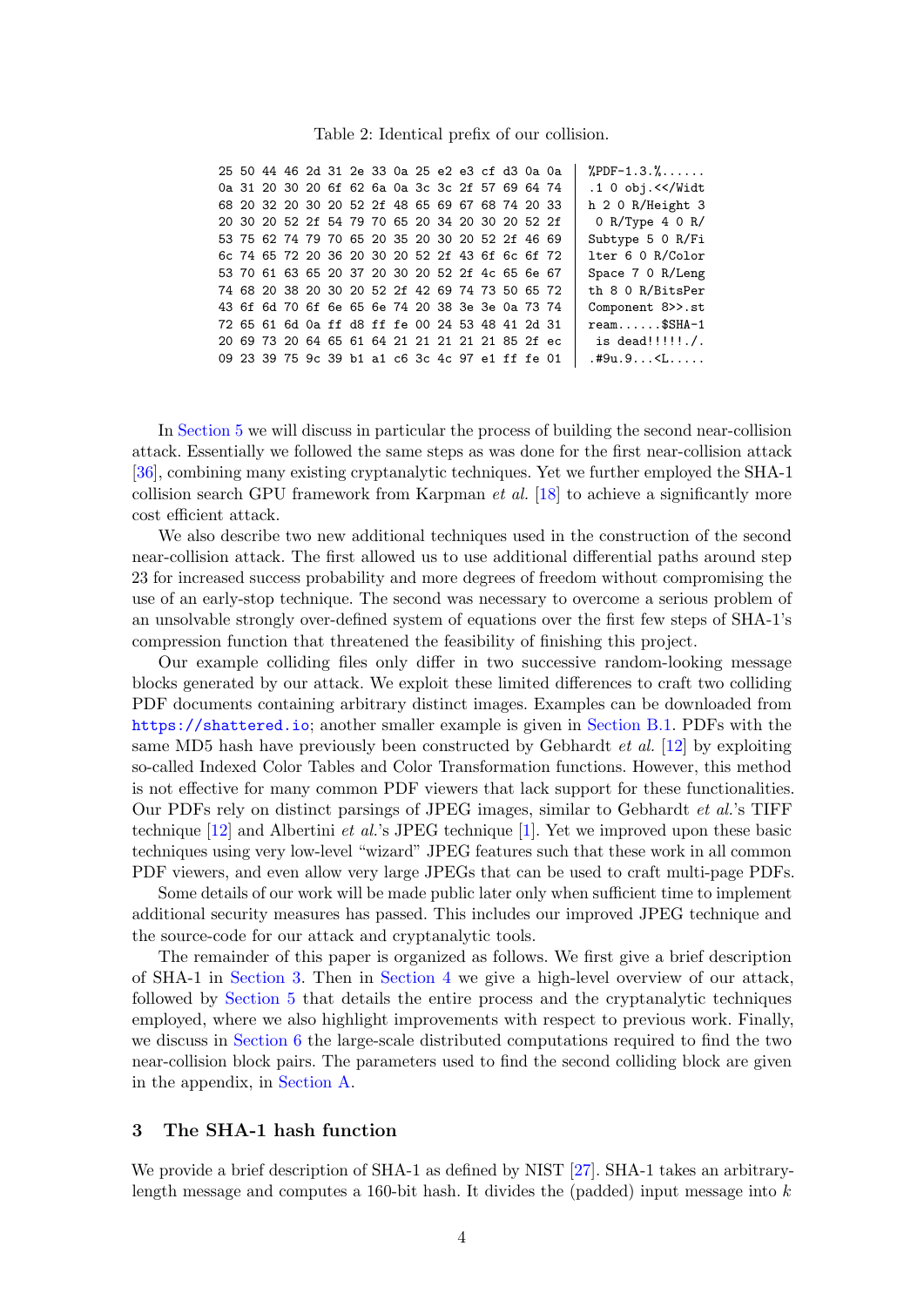Table 2: Identical prefix of our collision.

```
25 50 44 46 2d 31 2e 33 0a 25 e2 e3 cf d3 0a 0a | %PDF-1.3.%......
0a 31 20 30 20 6f 62 6a 0a 3c 3c 2f 57 69 64 74 | .1 0 obj.<</Widt
68 20 32 20 30 20 52 2f 48 65 69 67 68 74 20 33 | h 2 0 R/Height 3
20 30 20 52 2f 54 79 70 65 20 34 20 30 20 52 2f |  0 R/Type 4 0 R/
53 75 62 74 79 70 65 20 35 20 30 20 52 2f 46 69 | Subtype 5 0 R/Fi
6c 74 65 72 20 36 20 30 20 52 2f 43 6f 6c 6f 72 | lter 6 0 R/Color
53 70 61 63 65 20 37 20 30 20 52 2f 4c 65 6e 67 | Space 7 0 R/Leng
74 68 20 38 20 30 20 52 2f 42 69 74 73 50 65 72 | th 8 0 R/BitsPer
43 6f 6d 70 6f 6e 65 6e 74 20 38 3e 3e 0a 73 74 | Component 8>>.st
72 65 61 6d 0a ff d8 ff fe 00 24 53 48 41 2d 31 | ream......$SHA-1
20 69 73 20 64 65 61 64 21 21 21 21 21 85 2f ec |  is dead!!!!!./.
09 23 39 75 9c 39 b1 a1 c6 3c 4c 97 e1 ff fe 01 | .#9u.9...<L.....
```

In Section 5 we will discuss in particular the process of building the second near-collision attack. Essentially we followed the same steps as was done for the first near-collision attack [36], combining many existing cryptanalytic techniques. Yet we further employed the SHA-1 collision search GPU framework from Karpman *et al.* [18] to achieve a significantly more cost efficient attack.

We also describe two new additional techniques used in the construction of the second near-collision attack. The first allowed us to use additional differential paths around step 23 for increased success probability and more degrees of freedom without compromising the use of an early-stop technique. The second was necessary to overcome a serious problem of an unsolvable strongly over-defined system of equations over the first few steps of SHA-1's compression function that threatened the feasibility of finishing this project.

Our example colliding files only differ in two successive random-looking message blocks generated by our attack. We exploit these limited differences to craft two colliding PDF documents containing arbitrary distinct images. Examples can be downloaded from https://shattered.io; another smaller example is given in Section B.1. PDFs with the same MD5 hash have previously been constructed by Gebhardt *et al.* [12] by exploiting so-called Indexed Color Tables and Color Transformation functions. However, this method is not effective for many common PDF viewers that lack support for these functionalities. Our PDFs rely on distinct parsings of JPEG images, similar to Gebhardt *et al.*'s TIFF technique [12] and Albertini *et al.*'s JPEG technique [1]. Yet we improved upon these basic techniques using very low-level "wizard" JPEG features such that these work in all common PDF viewers, and even allow very large JPEGs that can be used to craft multi-page PDFs.

Some details of our work will be made public later only when sufficient time to implement additional security measures has passed. This includes our improved JPEG technique and the source-code for our attack and cryptanalytic tools.

The remainder of this paper is organized as follows. We first give a brief description of SHA-1 in Section 3. Then in Section 4 we give a high-level overview of our attack, followed by Section 5 that details the entire process and the cryptanalytic techniques employed, where we also highlight improvements with respect to previous work. Finally, we discuss in Section 6 the large-scale distributed computations required to find the two near-collision block pairs. The parameters used to find the second colliding block are given in the appendix, in Section A.

## 3 The SHA-1 hash function

We provide a brief description of SHA-1 as defined by NIST [27]. SHA-1 takes an arbitrary-length message and computes a 160-bit hash. It divides the (padded) input message into $k$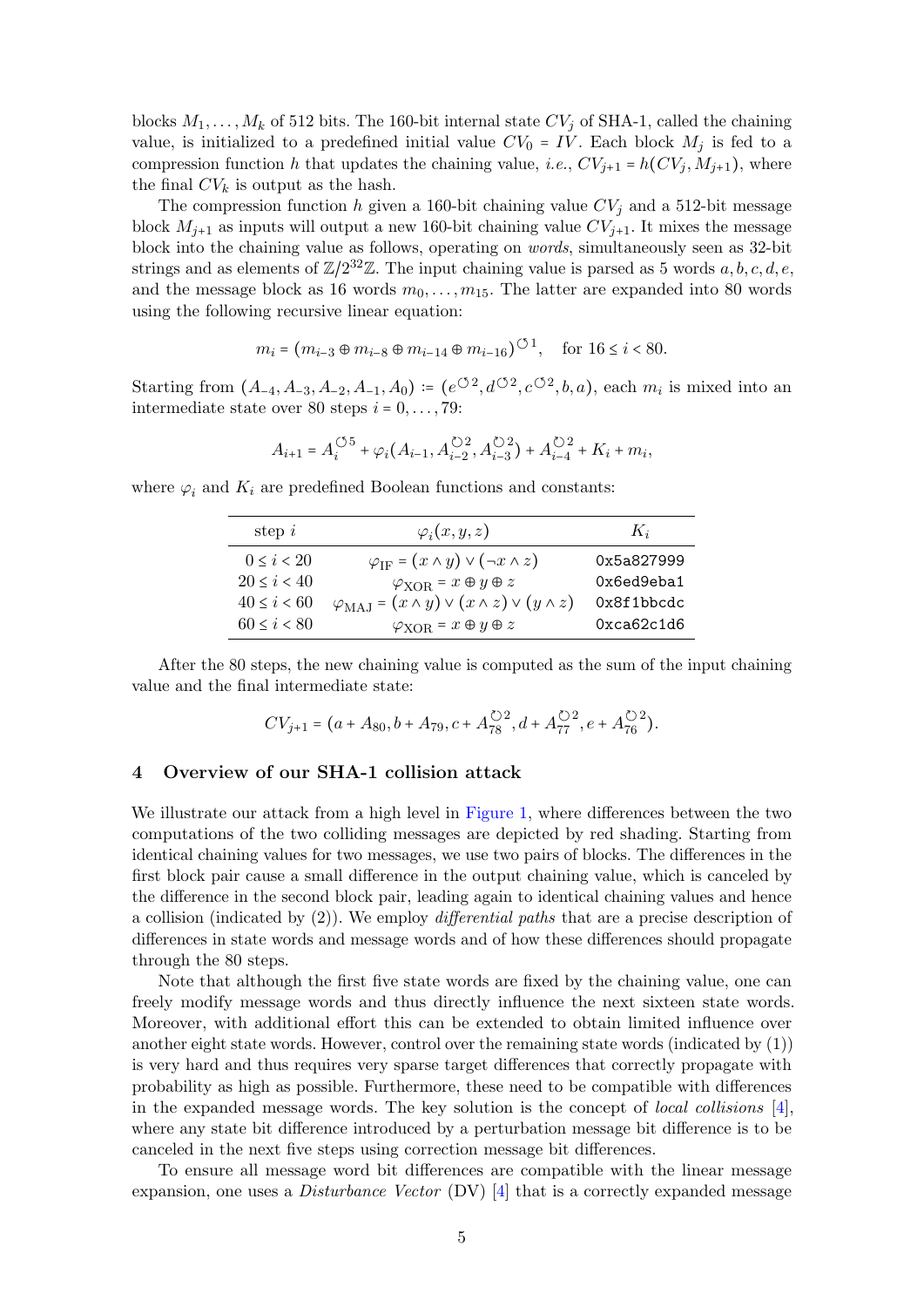blocks $M_1, \ldots, M_k$ of 512 bits. The 160-bit internal state $CV_j$ of SHA-1, called the chaining value, is initialized to a predefined initial value $CV_0 = IV$. Each block $M_j$ is fed to a compression function $h$ that updates the chaining value, *i.e.*, $CV_{j+1} = h(CV_j, M_{j+1})$, where the final $CV_k$ is output as the hash.

The compression function $h$ given a 160-bit chaining value $CV_j$ and a 512-bit message block $M_{j+1}$ as inputs will output a new 160-bit chaining value $CV_{j+1}$. It mixes the message block into the chaining value as follows, operating on *words*, simultaneously seen as 32-bit strings and as elements of $\mathbb{Z}/2^{32}\mathbb{Z}$. The input chaining value is parsed as 5 words $a, b, c, d, e$, and the message block as 16 words $m_0, \ldots, m_{15}$. The latter are expanded into 80 words using the following recursive linear equation:

$$m_i = (m_{i-3} \oplus m_{i-8} \oplus m_{i-14} \oplus m_{i-16})^{\circlearrowleft 1}, \quad \text{for } 16 \le i < 80.$$

Starting from $(A_{-4}, A_{-3}, A_{-2}, A_{-1}, A_0) := (e^{\circlearrowleft 2}, d^{\circlearrowleft 2}, c^{\circlearrowleft 2}, b, a)$, each $m_i$ is mixed into an intermediate state over 80 steps $i = 0, \ldots, 79$:

$$A_{i+1} = A_i^{\circlearrowleft 5} + \varphi_i(A_{i-1}, A_{i-2}^{\circlearrowright 2}, A_{i-3}^{\circlearrowright 2}) + A_{i-4}^{\circlearrowright 2} + K_i + m_i,$$

where $\varphi_i$ and $K_i$ are predefined Boolean functions and constants:

| step $i$ | $\varphi_i(x, y, z)$ | $K_i$ |
|---|---|---|
| $0 \le i < 20$ | $\varphi_{\text{IF}} = (x \wedge y) \vee (\neg x \wedge z)$ | `0x5a827999` |
| $20 \le i < 40$ | $\varphi_{\text{XOR}} = x \oplus y \oplus z$ | `0x6ed9eba1` |
| $40 \le i < 60$ | $\varphi_{\text{MAJ}} = (x \wedge y) \vee (x \wedge z) \vee (y \wedge z)$ | `0x8f1bbcdc` |
| $60 \le i < 80$ | $\varphi_{\text{XOR}} = x \oplus y \oplus z$ | `0xca62c1d6` |

After the 80 steps, the new chaining value is computed as the sum of the input chaining value and the final intermediate state:

$$CV_{j+1} = (a + A_{80}, b + A_{79}, c + A_{78}^{\circlearrowright 2}, d + A_{77}^{\circlearrowright 2}, e + A_{76}^{\circlearrowright 2}).$$

## 4 Overview of our SHA-1 collision attack

We illustrate our attack from a high level in Figure 1, where differences between the two computations of the two colliding messages are depicted by red shading. Starting from identical chaining values for two messages, we use two pairs of blocks. The differences in the first block pair cause a small difference in the output chaining value, which is canceled by the difference in the second block pair, leading again to identical chaining values and hence a collision (indicated by (2)). We employ *differential paths* that are a precise description of differences in state words and message words and of how these differences should propagate through the 80 steps.

Note that although the first five state words are fixed by the chaining value, one can freely modify message words and thus directly influence the next sixteen state words. Moreover, with additional effort this can be extended to obtain limited influence over another eight state words. However, control over the remaining state words (indicated by (1)) is very hard and thus requires very sparse target differences that correctly propagate with probability as high as possible. Furthermore, these need to be compatible with differences in the expanded message words. The key solution is the concept of *local collisions* [4], where any state bit difference introduced by a perturbation message bit difference is to be canceled in the next five steps using correction message bit differences.

To ensure all message word bit differences are compatible with the linear message expansion, one uses a *Disturbance Vector* (DV) [4] that is a correctly expanded message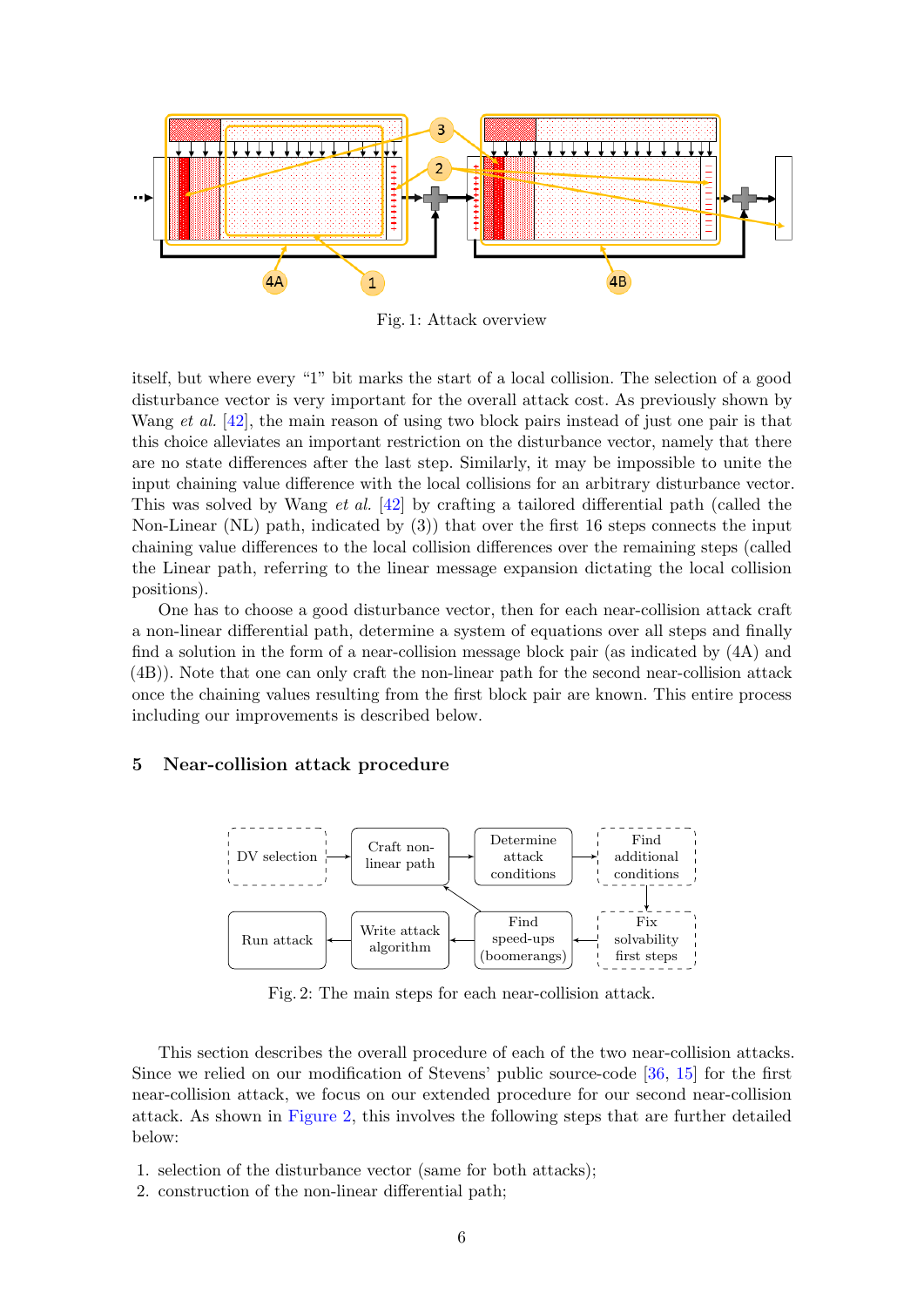Fig. 1: Attack overview

itself, but where every “1” bit marks the start of a local collision. The selection of a good disturbance vector is very important for the overall attack cost. As previously shown by Wang *et al.* [42], the main reason of using two block pairs instead of just one pair is that this choice alleviates an important restriction on the disturbance vector, namely that there are no state differences after the last step. Similarly, it may be impossible to unite the input chaining value difference with the local collisions for an arbitrary disturbance vector. This was solved by Wang *et al.* [42] by crafting a tailored differential path (called the Non-Linear (NL) path, indicated by (3)) that over the first 16 steps connects the input chaining value differences to the local collision differences over the remaining steps (called the Linear path, referring to the linear message expansion dictating the local collision positions).

One has to choose a good disturbance vector, then for each near-collision attack craft a non-linear differential path, determine a system of equations over all steps and finally find a solution in the form of a near-collision message block pair (as indicated by (4A) and (4B)). Note that one can only craft the non-linear path for the second near-collision attack once the chaining values resulting from the first block pair are known. This entire process including our improvements is described below.

## 5 Near-collision attack procedure

Fig. 2: The main steps for each near-collision attack.

This section describes the overall procedure of each of the two near-collision attacks. Since we relied on our modification of Stevens' public source-code [36, 15] for the first near-collision attack, we focus on our extended procedure for our second near-collision attack. As shown in Figure 2, this involves the following steps that are further detailed below:

1. selection of the disturbance vector (same for both attacks);
2. construction of the non-linear differential path;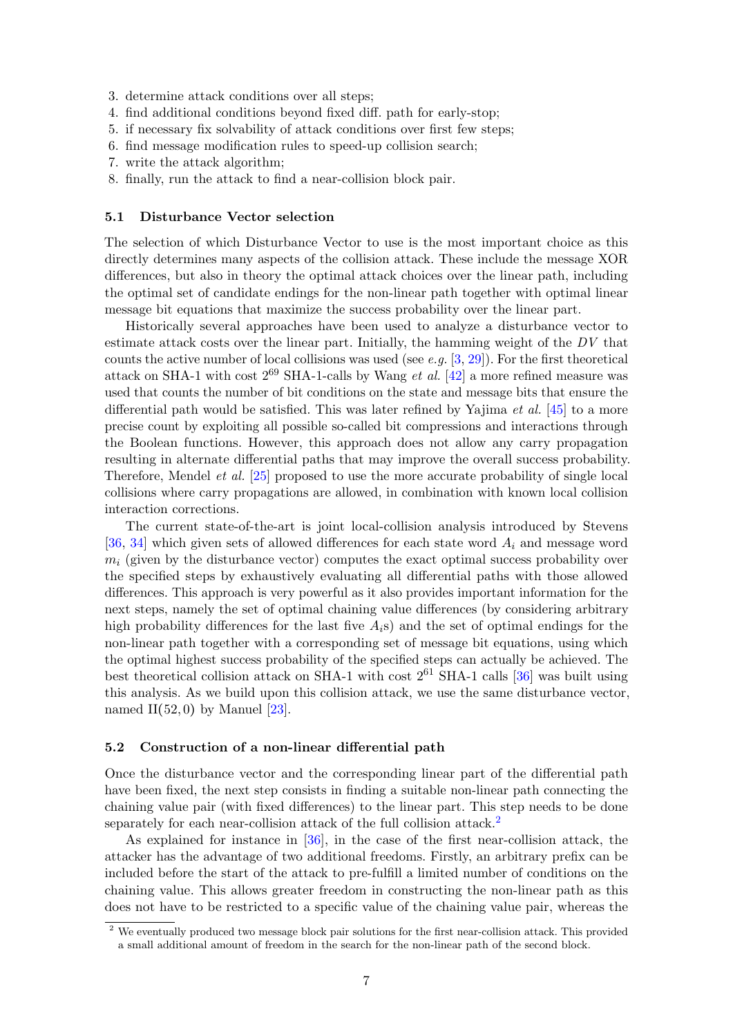3. determine attack conditions over all steps;
4. find additional conditions beyond fixed diff. path for early-stop;
5. if necessary fix solvability of attack conditions over first few steps;
6. find message modification rules to speed-up collision search;
7. write the attack algorithm;
8. finally, run the attack to find a near-collision block pair.

### 5.1 Disturbance Vector selection

The selection of which Disturbance Vector to use is the most important choice as this directly determines many aspects of the collision attack. These include the message XOR differences, but also in theory the optimal attack choices over the linear path, including the optimal set of candidate endings for the non-linear path together with optimal linear message bit equations that maximize the success probability over the linear part.

Historically several approaches have been used to analyze a disturbance vector to estimate attack costs over the linear part. Initially, the hamming weight of the $DV$ that counts the active number of local collisions was used (see *e.g.* [3, 29]). For the first theoretical attack on SHA-1 with cost $2^{69}$ SHA-1-calls by Wang *et al.* [42] a more refined measure was used that counts the number of bit conditions on the state and message bits that ensure the differential path would be satisfied. This was later refined by Yajima *et al.* [45] to a more precise count by exploiting all possible so-called bit compressions and interactions through the Boolean functions. However, this approach does not allow any carry propagation resulting in alternate differential paths that may improve the overall success probability. Therefore, Mendel *et al.* [25] proposed to use the more accurate probability of single local collisions where carry propagations are allowed, in combination with known local collision interaction corrections.

The current state-of-the-art is joint local-collision analysis introduced by Stevens [36, 34] which given sets of allowed differences for each state word $A_i$ and message word $m_i$ (given by the disturbance vector) computes the exact optimal success probability over the specified steps by exhaustively evaluating all differential paths with those allowed differences. This approach is very powerful as it also provides important information for the next steps, namely the set of optimal chaining value differences (by considering arbitrary high probability differences for the last five $A_i$s) and the set of optimal endings for the non-linear path together with a corresponding set of message bit equations, using which the optimal highest success probability of the specified steps can actually be achieved. The best theoretical collision attack on SHA-1 with cost $2^{61}$ SHA-1 calls [36] was built using this analysis. As we build upon this collision attack, we use the same disturbance vector, named $\mathrm{II}(52, 0)$ by Manuel [23].

### 5.2 Construction of a non-linear differential path

Once the disturbance vector and the corresponding linear part of the differential path have been fixed, the next step consists in finding a suitable non-linear path connecting the chaining value pair (with fixed differences) to the linear part. This step needs to be done separately for each near-collision attack of the full collision attack.[2]

As explained for instance in [36], in the case of the first near-collision attack, the attacker has the advantage of two additional freedoms. Firstly, an arbitrary prefix can be included before the start of the attack to pre-fulfill a limited number of conditions on the chaining value. This allows greater freedom in constructing the non-linear path as this does not have to be restricted to a specific value of the chaining value pair, whereas the

[2] We eventually produced two message block pair solutions for the first near-collision attack. This provided a small additional amount of freedom in the search for the non-linear path of the second block.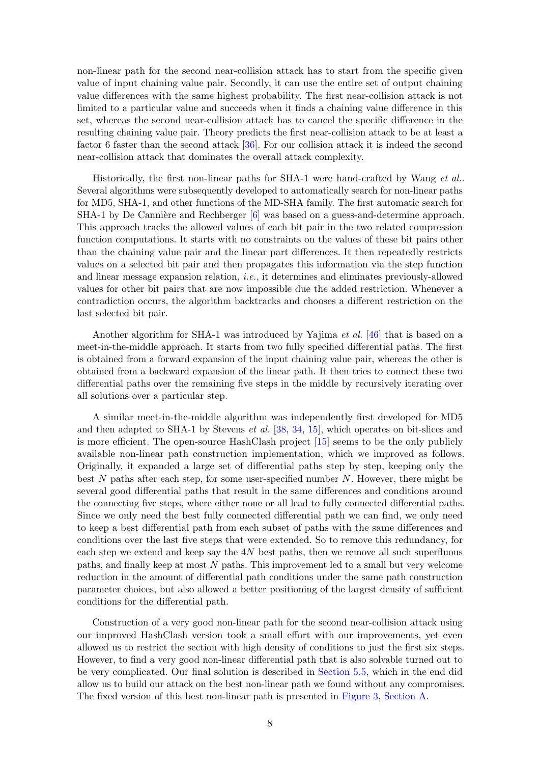non-linear path for the second near-collision attack has to start from the specific given value of input chaining value pair. Secondly, it can use the entire set of output chaining value differences with the same highest probability. The first near-collision attack is not limited to a particular value and succeeds when it finds a chaining value difference in this set, whereas the second near-collision attack has to cancel the specific difference in the resulting chaining value pair. Theory predicts the first near-collision attack to be at least a factor 6 faster than the second attack [36]. For our collision attack it is indeed the second near-collision attack that dominates the overall attack complexity.

Historically, the first non-linear paths for SHA-1 were hand-crafted by Wang *et al.*. Several algorithms were subsequently developed to automatically search for non-linear paths for MD5, SHA-1, and other functions of the MD-SHA family. The first automatic search for SHA-1 by De Cannière and Rechberger [6] was based on a guess-and-determine approach. This approach tracks the allowed values of each bit pair in the two related compression function computations. It starts with no constraints on the values of these bit pairs other than the chaining value pair and the linear part differences. It then repeatedly restricts values on a selected bit pair and then propagates this information via the step function and linear message expansion relation, *i.e.*, it determines and eliminates previously-allowed values for other bit pairs that are now impossible due the added restriction. Whenever a contradiction occurs, the algorithm backtracks and chooses a different restriction on the last selected bit pair.

Another algorithm for SHA-1 was introduced by Yajima *et al.* [46] that is based on a meet-in-the-middle approach. It starts from two fully specified differential paths. The first is obtained from a forward expansion of the input chaining value pair, whereas the other is obtained from a backward expansion of the linear path. It then tries to connect these two differential paths over the remaining five steps in the middle by recursively iterating over all solutions over a particular step.

A similar meet-in-the-middle algorithm was independently first developed for MD5 and then adapted to SHA-1 by Stevens *et al.* [38, 34, 15], which operates on bit-slices and is more efficient. The open-source HashClash project [15] seems to be the only publicly available non-linear path construction implementation, which we improved as follows. Originally, it expanded a large set of differential paths step by step, keeping only the best $N$ paths after each step, for some user-specified number $N$. However, there might be several good differential paths that result in the same differences and conditions around the connecting five steps, where either none or all lead to fully connected differential paths. Since we only need the best fully connected differential path we can find, we only need to keep a best differential path from each subset of paths with the same differences and conditions over the last five steps that were extended. So to remove this redundancy, for each step we extend and keep say the $4N$ best paths, then we remove all such superfluous paths, and finally keep at most $N$ paths. This improvement led to a small but very welcome reduction in the amount of differential path conditions under the same path construction parameter choices, but also allowed a better positioning of the largest density of sufficient conditions for the differential path.

Construction of a very good non-linear path for the second near-collision attack using our improved HashClash version took a small effort with our improvements, yet even allowed us to restrict the section with high density of conditions to just the first six steps. However, to find a very good non-linear differential path that is also solvable turned out to be very complicated. Our final solution is described in Section 5.5, which in the end did allow us to build our attack on the best non-linear path we found without any compromises. The fixed version of this best non-linear path is presented in Figure 3, Section A.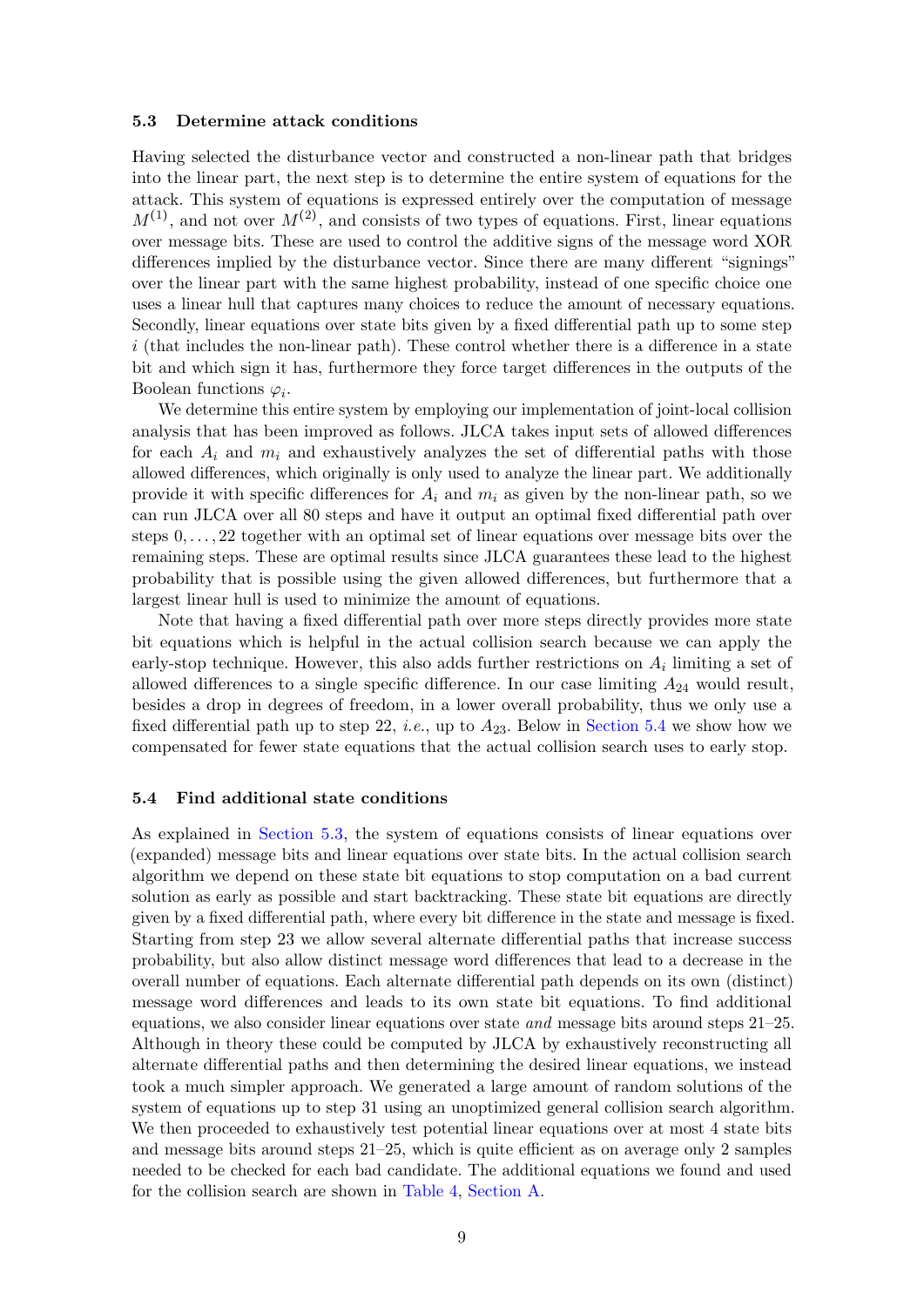### 5.3 Determine attack conditions

Having selected the disturbance vector and constructed a non-linear path that bridges into the linear part, the next step is to determine the entire system of equations for the attack. This system of equations is expressed entirely over the computation of message $M^{(1)}$, and not over $M^{(2)}$, and consists of two types of equations. First, linear equations over message bits. These are used to control the additive signs of the message word XOR differences implied by the disturbance vector. Since there are many different "signings" over the linear part with the same highest probability, instead of one specific choice one uses a linear hull that captures many choices to reduce the amount of necessary equations. Secondly, linear equations over state bits given by a fixed differential path up to some step $i$ (that includes the non-linear path). These control whether there is a difference in a state bit and which sign it has, furthermore they force target differences in the outputs of the Boolean functions $\varphi_i$.

We determine this entire system by employing our implementation of joint-local collision analysis that has been improved as follows. JLCA takes input sets of allowed differences for each $A_i$ and $m_i$ and exhaustively analyzes the set of differential paths with those allowed differences, which originally is only used to analyze the linear part. We additionally provide it with specific differences for $A_i$ and $m_i$ as given by the non-linear path, so we can run JLCA over all 80 steps and have it output an optimal fixed differential path over steps $0, \ldots, 22$ together with an optimal set of linear equations over message bits over the remaining steps. These are optimal results since JLCA guarantees these lead to the highest probability that is possible using the given allowed differences, but furthermore that a largest linear hull is used to minimize the amount of equations.

Note that having a fixed differential path over more steps directly provides more state bit equations which is helpful in the actual collision search because we can apply the early-stop technique. However, this also adds further restrictions on $A_i$ limiting a set of allowed differences to a single specific difference. In our case limiting $A_{24}$ would result, besides a drop in degrees of freedom, in a lower overall probability, thus we only use a fixed differential path up to step 22, *i.e.*, up to $A_{23}$. Below in Section 5.4 we show how we compensated for fewer state equations that the actual collision search uses to early stop.

### 5.4 Find additional state conditions

As explained in Section 5.3, the system of equations consists of linear equations over (expanded) message bits and linear equations over state bits. In the actual collision search algorithm we depend on these state bit equations to stop computation on a bad current solution as early as possible and start backtracking. These state bit equations are directly given by a fixed differential path, where every bit difference in the state and message is fixed. Starting from step 23 we allow several alternate differential paths that increase success probability, but also allow distinct message word differences that lead to a decrease in the overall number of equations. Each alternate differential path depends on its own (distinct) message word differences and leads to its own state bit equations. To find additional equations, we also consider linear equations over state *and* message bits around steps 21–25. Although in theory these could be computed by JLCA by exhaustively reconstructing all alternate differential paths and then determining the desired linear equations, we instead took a much simpler approach. We generated a large amount of random solutions of the system of equations up to step 31 using an unoptimized general collision search algorithm. We then proceeded to exhaustively test potential linear equations over at most 4 state bits and message bits around steps 21–25, which is quite efficient as on average only 2 samples needed to be checked for each bad candidate. The additional equations we found and used for the collision search are shown in Table 4, Section A.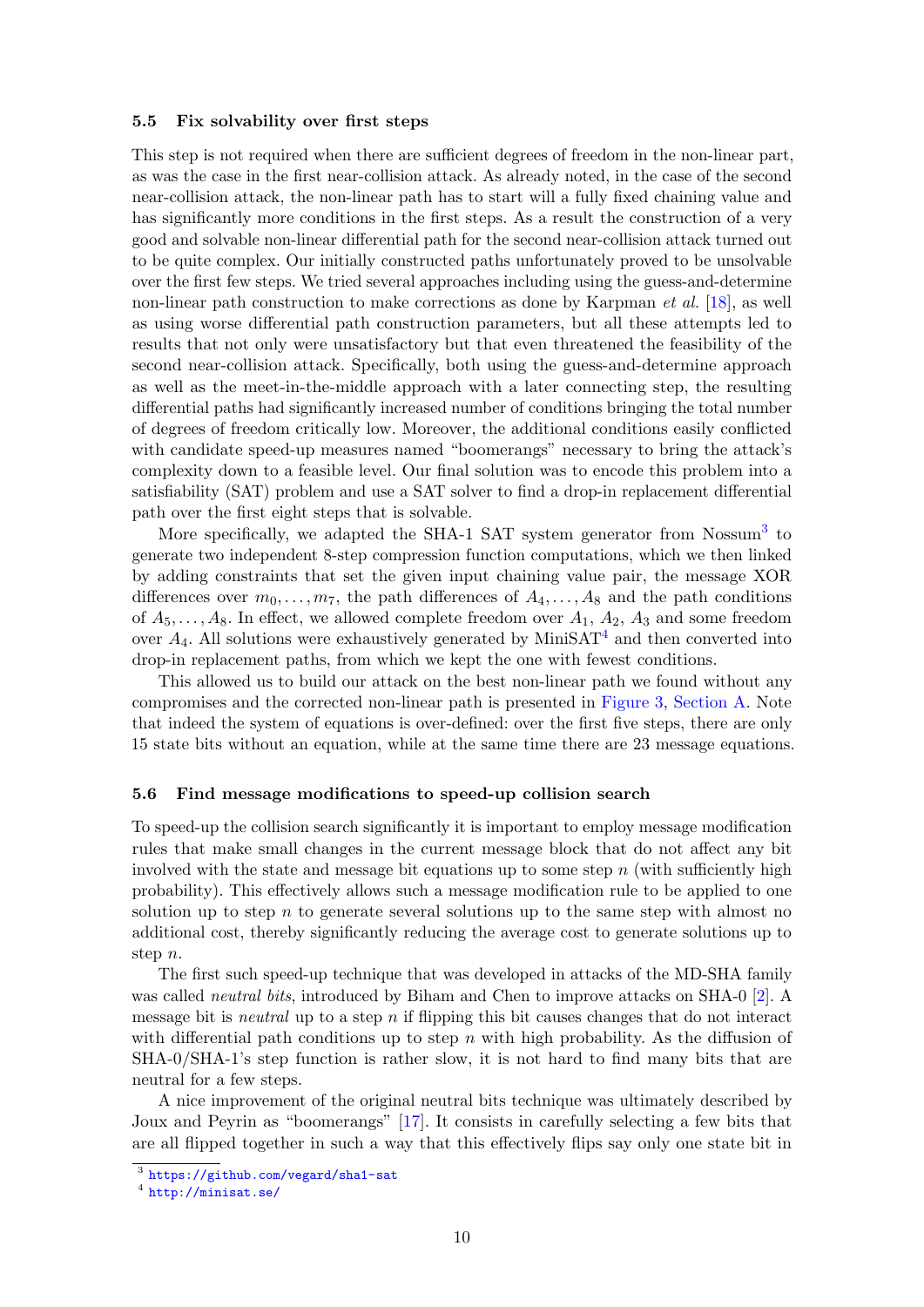### 5.5 Fix solvability over first steps

This step is not required when there are sufficient degrees of freedom in the non-linear part, as was the case in the first near-collision attack. As already noted, in the case of the second near-collision attack, the non-linear path has to start will a fully fixed chaining value and has significantly more conditions in the first steps. As a result the construction of a very good and solvable non-linear differential path for the second near-collision attack turned out to be quite complex. Our initially constructed paths unfortunately proved to be unsolvable over the first few steps. We tried several approaches including using the guess-and-determine non-linear path construction to make corrections as done by Karpman *et al.* [18], as well as using worse differential path construction parameters, but all these attempts led to results that not only were unsatisfactory but that even threatened the feasibility of the second near-collision attack. Specifically, both using the guess-and-determine approach as well as the meet-in-the-middle approach with a later connecting step, the resulting differential paths had significantly increased number of conditions bringing the total number of degrees of freedom critically low. Moreover, the additional conditions easily conflicted with candidate speed-up measures named "boomerangs" necessary to bring the attack's complexity down to a feasible level. Our final solution was to encode this problem into a satisfiability (SAT) problem and use a SAT solver to find a drop-in replacement differential path over the first eight steps that is solvable.

More specifically, we adapted the SHA-1 SAT system generator from Nossum[3] to generate two independent 8-step compression function computations, which we then linked by adding constraints that set the given input chaining value pair, the message XOR differences over $m_0, \ldots, m_7$, the path differences of $A_4, \ldots, A_8$ and the path conditions of $A_5, \ldots, A_8$. In effect, we allowed complete freedom over $A_1$, $A_2$, $A_3$ and some freedom over $A_4$. All solutions were exhaustively generated by MiniSAT[4] and then converted into drop-in replacement paths, from which we kept the one with fewest conditions.

This allowed us to build our attack on the best non-linear path we found without any compromises and the corrected non-linear path is presented in Figure 3, Section A. Note that indeed the system of equations is over-defined: over the first five steps, there are only 15 state bits without an equation, while at the same time there are 23 message equations.

### 5.6 Find message modifications to speed-up collision search

To speed-up the collision search significantly it is important to employ message modification rules that make small changes in the current message block that do not affect any bit involved with the state and message bit equations up to some step $n$ (with sufficiently high probability). This effectively allows such a message modification rule to be applied to one solution up to step $n$ to generate several solutions up to the same step with almost no additional cost, thereby significantly reducing the average cost to generate solutions up to step $n$.

The first such speed-up technique that was developed in attacks of the MD-SHA family was called *neutral bits*, introduced by Biham and Chen to improve attacks on SHA-0 [2]. A message bit is *neutral* up to a step $n$ if flipping this bit causes changes that do not interact with differential path conditions up to step $n$ with high probability. As the diffusion of SHA-0/SHA-1's step function is rather slow, it is not hard to find many bits that are neutral for a few steps.

A nice improvement of the original neutral bits technique was ultimately described by Joux and Peyrin as "boomerangs" [17]. It consists in carefully selecting a few bits that are all flipped together in such a way that this effectively flips say only one state bit in

[3] https://github.com/vegard/sha1-sat

[4] http://minisat.se/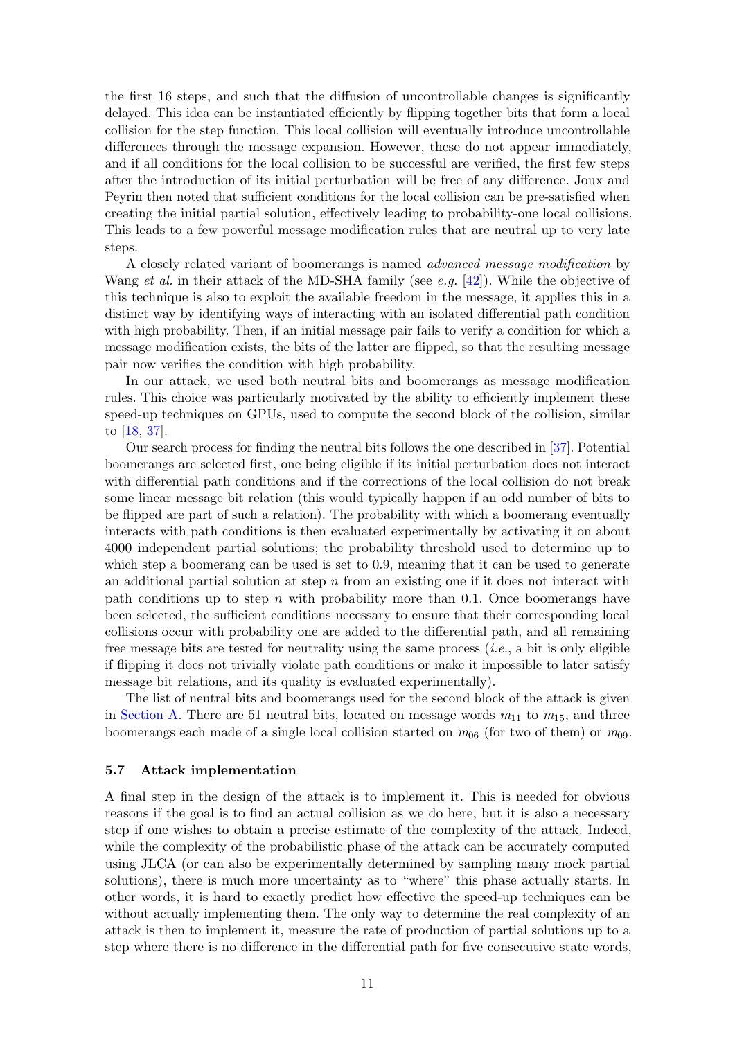the first 16 steps, and such that the diffusion of uncontrollable changes is significantly delayed. This idea can be instantiated efficiently by flipping together bits that form a local collision for the step function. This local collision will eventually introduce uncontrollable differences through the message expansion. However, these do not appear immediately, and if all conditions for the local collision to be successful are verified, the first few steps after the introduction of its initial perturbation will be free of any difference. Joux and Peyrin then noted that sufficient conditions for the local collision can be pre-satisfied when creating the initial partial solution, effectively leading to probability-one local collisions. This leads to a few powerful message modification rules that are neutral up to very late steps.

A closely related variant of boomerangs is named *advanced message modification* by Wang *et al.* in their attack of the MD-SHA family (see *e.g.* [42]). While the objective of this technique is also to exploit the available freedom in the message, it applies this in a distinct way by identifying ways of interacting with an isolated differential path condition with high probability. Then, if an initial message pair fails to verify a condition for which a message modification exists, the bits of the latter are flipped, so that the resulting message pair now verifies the condition with high probability.

In our attack, we used both neutral bits and boomerangs as message modification rules. This choice was particularly motivated by the ability to efficiently implement these speed-up techniques on GPUs, used to compute the second block of the collision, similar to [18, 37].

Our search process for finding the neutral bits follows the one described in [37]. Potential boomerangs are selected first, one being eligible if its initial perturbation does not interact with differential path conditions and if the corrections of the local collision do not break some linear message bit relation (this would typically happen if an odd number of bits to be flipped are part of such a relation). The probability with which a boomerang eventually interacts with path conditions is then evaluated experimentally by activating it on about 4000 independent partial solutions; the probability threshold used to determine up to which step a boomerang can be used is set to 0.9, meaning that it can be used to generate an additional partial solution at step $n$ from an existing one if it does not interact with path conditions up to step $n$ with probability more than 0.1. Once boomerangs have been selected, the sufficient conditions necessary to ensure that their corresponding local collisions occur with probability one are added to the differential path, and all remaining free message bits are tested for neutrality using the same process (*i.e.*, a bit is only eligible if flipping it does not trivially violate path conditions or make it impossible to later satisfy message bit relations, and its quality is evaluated experimentally).

The list of neutral bits and boomerangs used for the second block of the attack is given in Section A. There are 51 neutral bits, located on message words $m_{11}$ to $m_{15}$, and three boomerangs each made of a single local collision started on $m_{06}$ (for two of them) or $m_{09}$.

### 5.7 Attack implementation

A final step in the design of the attack is to implement it. This is needed for obvious reasons if the goal is to find an actual collision as we do here, but it is also a necessary step if one wishes to obtain a precise estimate of the complexity of the attack. Indeed, while the complexity of the probabilistic phase of the attack can be accurately computed using JLCA (or can also be experimentally determined by sampling many mock partial solutions), there is much more uncertainty as to "where" this phase actually starts. In other words, it is hard to exactly predict how effective the speed-up techniques can be without actually implementing them. The only way to determine the real complexity of an attack is then to implement it, measure the rate of production of partial solutions up to a step where there is no difference in the differential path for five consecutive state words,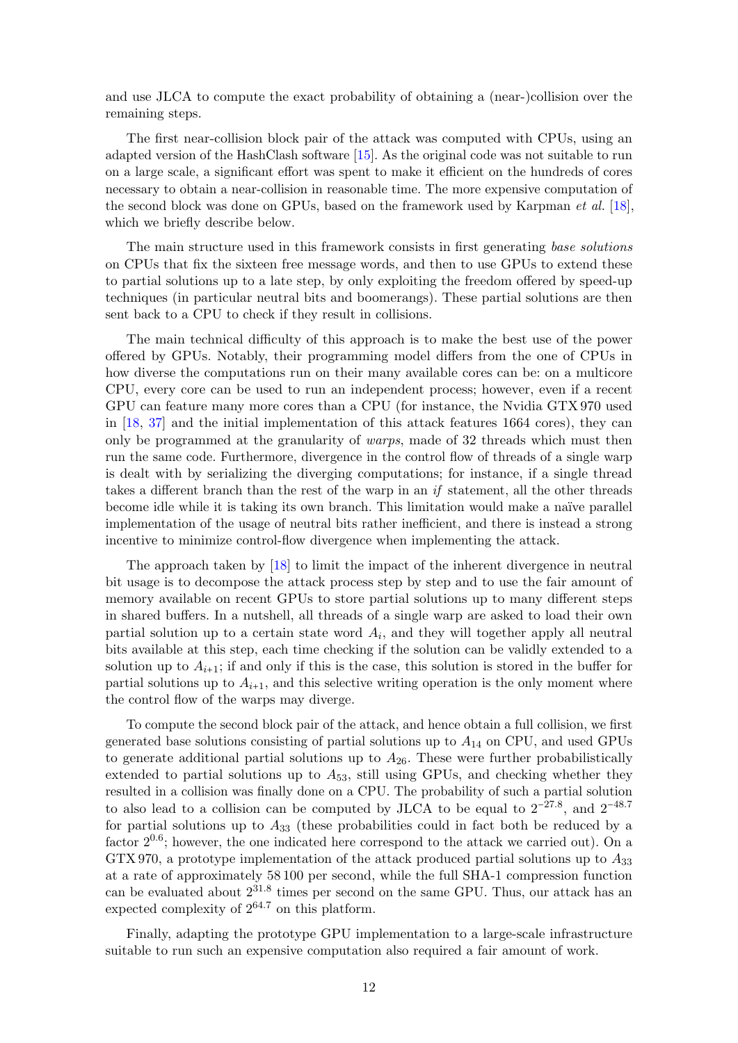and use JLCA to compute the exact probability of obtaining a (near-)collision over the remaining steps.

The first near-collision block pair of the attack was computed with CPUs, using an adapted version of the HashClash software [15]. As the original code was not suitable to run on a large scale, a significant effort was spent to make it efficient on the hundreds of cores necessary to obtain a near-collision in reasonable time. The more expensive computation of the second block was done on GPUs, based on the framework used by Karpman *et al.* [18], which we briefly describe below.

The main structure used in this framework consists in first generating *base solutions* on CPUs that fix the sixteen free message words, and then to use GPUs to extend these to partial solutions up to a late step, by only exploiting the freedom offered by speed-up techniques (in particular neutral bits and boomerangs). These partial solutions are then sent back to a CPU to check if they result in collisions.

The main technical difficulty of this approach is to make the best use of the power offered by GPUs. Notably, their programming model differs from the one of CPUs in how diverse the computations run on their many available cores can be: on a multicore CPU, every core can be used to run an independent process; however, even if a recent GPU can feature many more cores than a CPU (for instance, the Nvidia GTX 970 used in [18, 37] and the initial implementation of this attack features 1664 cores), they can only be programmed at the granularity of *warps*, made of 32 threads which must then run the same code. Furthermore, divergence in the control flow of threads of a single warp is dealt with by serializing the diverging computations; for instance, if a single thread takes a different branch than the rest of the warp in an *if* statement, all the other threads become idle while it is taking its own branch. This limitation would make a naïve parallel implementation of the usage of neutral bits rather inefficient, and there is instead a strong incentive to minimize control-flow divergence when implementing the attack.

The approach taken by [18] to limit the impact of the inherent divergence in neutral bit usage is to decompose the attack process step by step and to use the fair amount of memory available on recent GPUs to store partial solutions up to many different steps in shared buffers. In a nutshell, all threads of a single warp are asked to load their own partial solution up to a certain state word $A_i$, and they will together apply all neutral bits available at this step, each time checking if the solution can be validly extended to a solution up to $A_{i+1}$; if and only if this is the case, this solution is stored in the buffer for partial solutions up to $A_{i+1}$, and this selective writing operation is the only moment where the control flow of the warps may diverge.

To compute the second block pair of the attack, and hence obtain a full collision, we first generated base solutions consisting of partial solutions up to $A_{14}$ on CPU, and used GPUs to generate additional partial solutions up to $A_{26}$. These were further probabilistically extended to partial solutions up to $A_{53}$, still using GPUs, and checking whether they resulted in a collision was finally done on a CPU. The probability of such a partial solution to also lead to a collision can be computed by JLCA to be equal to $2^{-27.8}$, and $2^{-48.7}$ for partial solutions up to $A_{33}$ (these probabilities could in fact both be reduced by a factor $2^{0.6}$; however, the one indicated here correspond to the attack we carried out). On a GTX 970, a prototype implementation of the attack produced partial solutions up to $A_{33}$ at a rate of approximately 58 100 per second, while the full SHA-1 compression function can be evaluated about $2^{31.8}$ times per second on the same GPU. Thus, our attack has an expected complexity of $2^{64.7}$ on this platform.

Finally, adapting the prototype GPU implementation to a large-scale infrastructure suitable to run such an expensive computation also required a fair amount of work.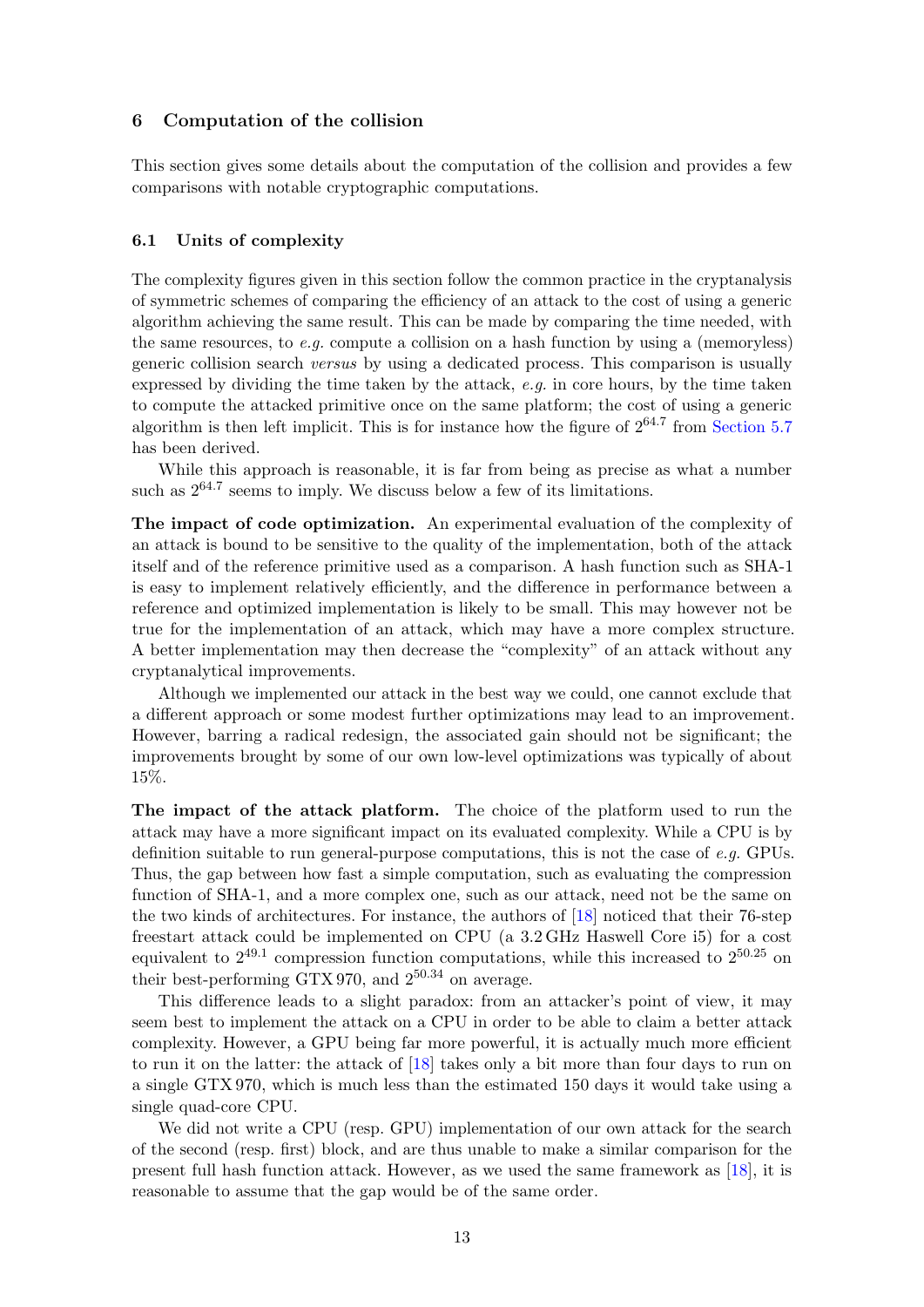## 6 Computation of the collision

This section gives some details about the computation of the collision and provides a few comparisons with notable cryptographic computations.

### 6.1 Units of complexity

The complexity figures given in this section follow the common practice in the cryptanalysis of symmetric schemes of comparing the efficiency of an attack to the cost of using a generic algorithm achieving the same result. This can be made by comparing the time needed, with the same resources, to *e.g.* compute a collision on a hash function by using a (memoryless) generic collision search *versus* by using a dedicated process. This comparison is usually expressed by dividing the time taken by the attack, *e.g.* in core hours, by the time taken to compute the attacked primitive once on the same platform; the cost of using a generic algorithm is then left implicit. This is for instance how the figure of $2^{64.7}$ from Section 5.7 has been derived.

While this approach is reasonable, it is far from being as precise as what a number such as $2^{64.7}$ seems to imply. We discuss below a few of its limitations.

**The impact of code optimization.** An experimental evaluation of the complexity of an attack is bound to be sensitive to the quality of the implementation, both of the attack itself and of the reference primitive used as a comparison. A hash function such as SHA-1 is easy to implement relatively efficiently, and the difference in performance between a reference and optimized implementation is likely to be small. This may however not be true for the implementation of an attack, which may have a more complex structure. A better implementation may then decrease the "complexity" of an attack without any cryptanalytical improvements.

Although we implemented our attack in the best way we could, one cannot exclude that a different approach or some modest further optimizations may lead to an improvement. However, barring a radical redesign, the associated gain should not be significant; the improvements brought by some of our own low-level optimizations was typically of about 15%.

**The impact of the attack platform.** The choice of the platform used to run the attack may have a more significant impact on its evaluated complexity. While a CPU is by definition suitable to run general-purpose computations, this is not the case of *e.g.* GPUs. Thus, the gap between how fast a simple computation, such as evaluating the compression function of SHA-1, and a more complex one, such as our attack, need not be the same on the two kinds of architectures. For instance, the authors of [18] noticed that their 76-step freestart attack could be implemented on CPU (a 3.2 GHz Haswell Core i5) for a cost equivalent to $2^{49.1}$ compression function computations, while this increased to $2^{50.25}$ on their best-performing GTX 970, and $2^{50.34}$ on average.

This difference leads to a slight paradox: from an attacker's point of view, it may seem best to implement the attack on a CPU in order to be able to claim a better attack complexity. However, a GPU being far more powerful, it is actually much more efficient to run it on the latter: the attack of [18] takes only a bit more than four days to run on a single GTX 970, which is much less than the estimated 150 days it would take using a single quad-core CPU.

We did not write a CPU (resp. GPU) implementation of our own attack for the search of the second (resp. first) block, and are thus unable to make a similar comparison for the present full hash function attack. However, as we used the same framework as [18], it is reasonable to assume that the gap would be of the same order.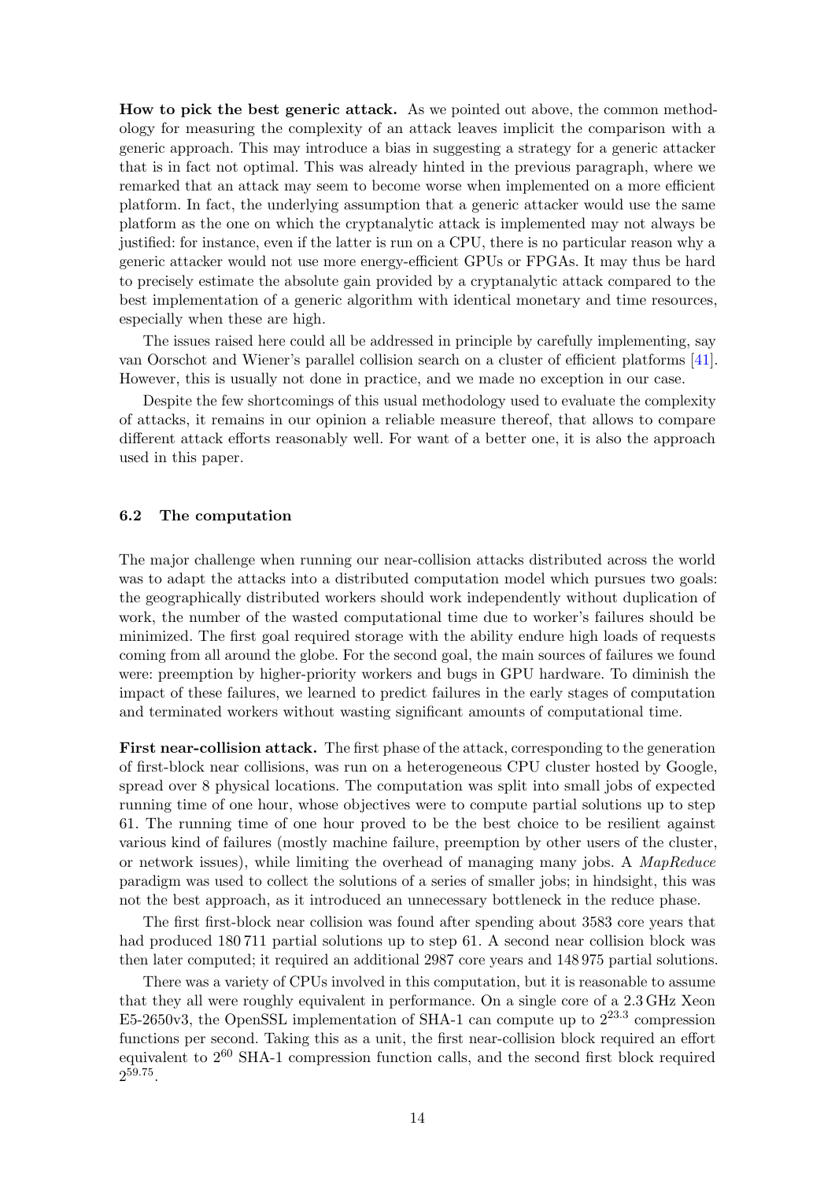**How to pick the best generic attack.** As we pointed out above, the common methodology for measuring the complexity of an attack leaves implicit the comparison with a generic approach. This may introduce a bias in suggesting a strategy for a generic attacker that is in fact not optimal. This was already hinted in the previous paragraph, where we remarked that an attack may seem to become worse when implemented on a more efficient platform. In fact, the underlying assumption that a generic attacker would use the same platform as the one on which the cryptanalytic attack is implemented may not always be justified: for instance, even if the latter is run on a CPU, there is no particular reason why a generic attacker would not use more energy-efficient GPUs or FPGAs. It may thus be hard to precisely estimate the absolute gain provided by a cryptanalytic attack compared to the best implementation of a generic algorithm with identical monetary and time resources, especially when these are high.

The issues raised here could all be addressed in principle by carefully implementing, say van Oorschot and Wiener's parallel collision search on a cluster of efficient platforms [41]. However, this is usually not done in practice, and we made no exception in our case.

Despite the few shortcomings of this usual methodology used to evaluate the complexity of attacks, it remains in our opinion a reliable measure thereof, that allows to compare different attack efforts reasonably well. For want of a better one, it is also the approach used in this paper.

### 6.2 The computation

The major challenge when running our near-collision attacks distributed across the world was to adapt the attacks into a distributed computation model which pursues two goals: the geographically distributed workers should work independently without duplication of work, the number of the wasted computational time due to worker's failures should be minimized. The first goal required storage with the ability endure high loads of requests coming from all around the globe. For the second goal, the main sources of failures we found were: preemption by higher-priority workers and bugs in GPU hardware. To diminish the impact of these failures, we learned to predict failures in the early stages of computation and terminated workers without wasting significant amounts of computational time.

**First near-collision attack.** The first phase of the attack, corresponding to the generation of first-block near collisions, was run on a heterogeneous CPU cluster hosted by Google, spread over 8 physical locations. The computation was split into small jobs of expected running time of one hour, whose objectives were to compute partial solutions up to step 61. The running time of one hour proved to be the best choice to be resilient against various kind of failures (mostly machine failure, preemption by other users of the cluster, or network issues), while limiting the overhead of managing many jobs. A *MapReduce* paradigm was used to collect the solutions of a series of smaller jobs; in hindsight, this was not the best approach, as it introduced an unnecessary bottleneck in the reduce phase.

The first first-block near collision was found after spending about 3583 core years that had produced 180 711 partial solutions up to step 61. A second near collision block was then later computed; it required an additional 2987 core years and 148 975 partial solutions.

There was a variety of CPUs involved in this computation, but it is reasonable to assume that they all were roughly equivalent in performance. On a single core of a 2.3 GHz Xeon E5-2650v3, the OpenSSL implementation of SHA-1 can compute up to $2^{23.3}$ compression functions per second. Taking this as a unit, the first near-collision block required an effort equivalent to $2^{60}$ SHA-1 compression function calls, and the second first block required $2^{59.75}$.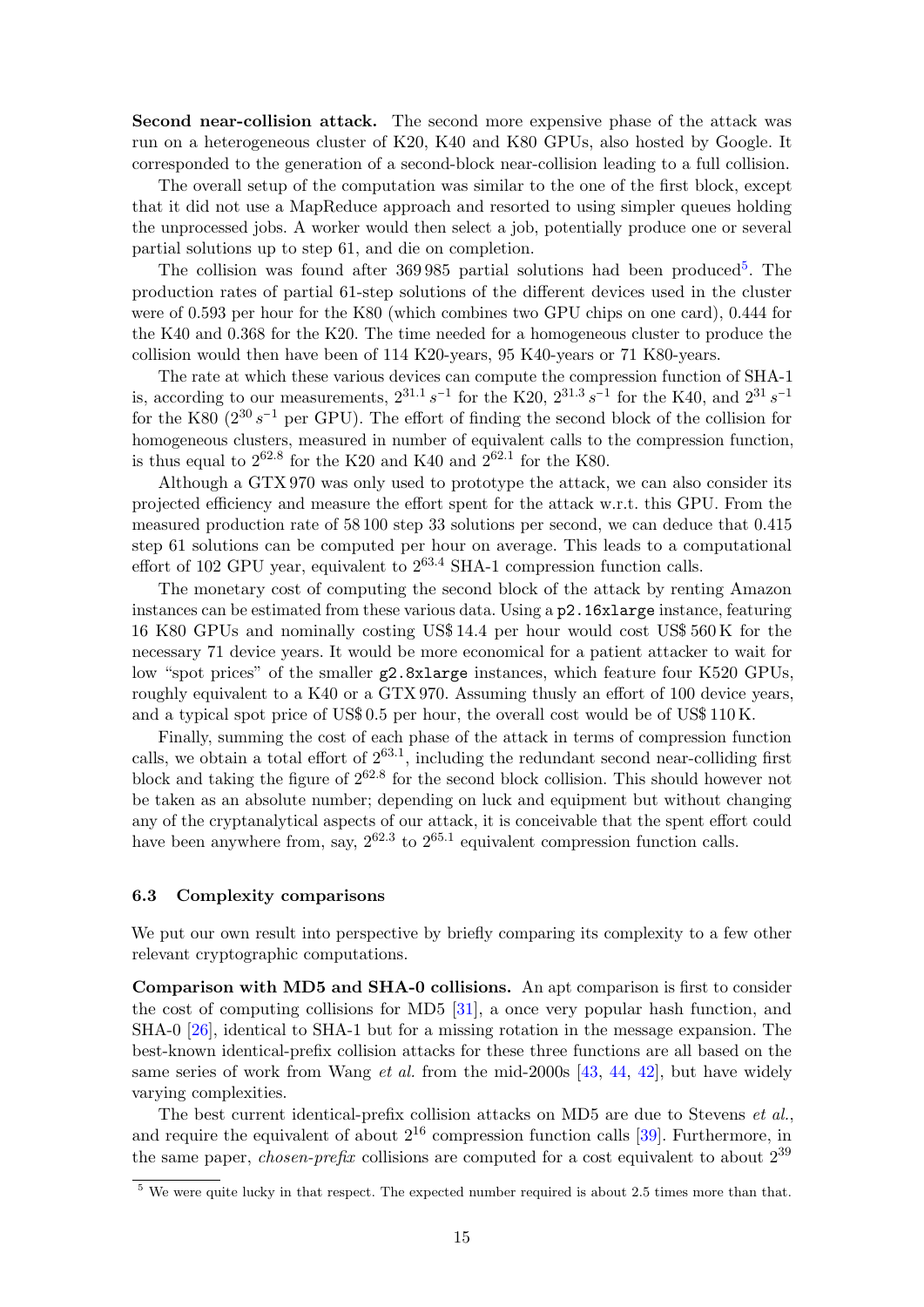**Second near-collision attack.** The second more expensive phase of the attack was run on a heterogeneous cluster of K20, K40 and K80 GPUs, also hosted by Google. It corresponded to the generation of a second-block near-collision leading to a full collision.

The overall setup of the computation was similar to the one of the first block, except that it did not use a MapReduce approach and resorted to using simpler queues holding the unprocessed jobs. A worker would then select a job, potentially produce one or several partial solutions up to step 61, and die on completion.

The collision was found after 369 985 partial solutions had been produced[5]. The production rates of partial 61-step solutions of the different devices used in the cluster were of 0.593 per hour for the K80 (which combines two GPU chips on one card), 0.444 for the K40 and 0.368 for the K20. The time needed for a homogeneous cluster to produce the collision would then have been of 114 K20-years, 95 K40-years or 71 K80-years.

The rate at which these various devices can compute the compression function of SHA-1 is, according to our measurements, $2^{31.1}\,s^{-1}$ for the K20, $2^{31.3}\,s^{-1}$ for the K40, and $2^{31}\,s^{-1}$ for the K80 ($2^{30}\,s^{-1}$ per GPU). The effort of finding the second block of the collision for homogeneous clusters, measured in number of equivalent calls to the compression function, is thus equal to $2^{62.8}$ for the K20 and K40 and $2^{62.1}$ for the K80.

Although a GTX 970 was only used to prototype the attack, we can also consider its projected efficiency and measure the effort spent for the attack w.r.t. this GPU. From the measured production rate of 58 100 step 33 solutions per second, we can deduce that 0.415 step 61 solutions can be computed per hour on average. This leads to a computational effort of 102 GPU year, equivalent to $2^{63.4}$ SHA-1 compression function calls.

The monetary cost of computing the second block of the attack by renting Amazon instances can be estimated from these various data. Using a `p2.16xlarge` instance, featuring 16 K80 GPUs and nominally costing US$ 14.4 per hour would cost US$ 560 K for the necessary 71 device years. It would be more economical for a patient attacker to wait for low "spot prices" of the smaller `g2.8xlarge` instances, which feature four K520 GPUs, roughly equivalent to a K40 or a GTX 970. Assuming thusly an effort of 100 device years, and a typical spot price of US$ 0.5 per hour, the overall cost would be of US$ 110 K.

Finally, summing the cost of each phase of the attack in terms of compression function calls, we obtain a total effort of $2^{63.1}$, including the redundant second near-colliding first block and taking the figure of $2^{62.8}$ for the second block collision. This should however not be taken as an absolute number; depending on luck and equipment but without changing any of the cryptanalytical aspects of our attack, it is conceivable that the spent effort could have been anywhere from, say, $2^{62.3}$ to $2^{65.1}$ equivalent compression function calls.

### 6.3 Complexity comparisons

We put our own result into perspective by briefly comparing its complexity to a few other relevant cryptographic computations.

**Comparison with MD5 and SHA-0 collisions.** An apt comparison is first to consider the cost of computing collisions for MD5 [31], a once very popular hash function, and SHA-0 [26], identical to SHA-1 but for a missing rotation in the message expansion. The best-known identical-prefix collision attacks for these three functions are all based on the same series of work from Wang *et al.* from the mid-2000s [43, 44, 42], but have widely varying complexities.

The best current identical-prefix collision attacks on MD5 are due to Stevens *et al.*, and require the equivalent of about $2^{16}$ compression function calls [39]. Furthermore, in the same paper, *chosen-prefix* collisions are computed for a cost equivalent to about $2^{39}$

[5] We were quite lucky in that respect. The expected number required is about 2.5 times more than that.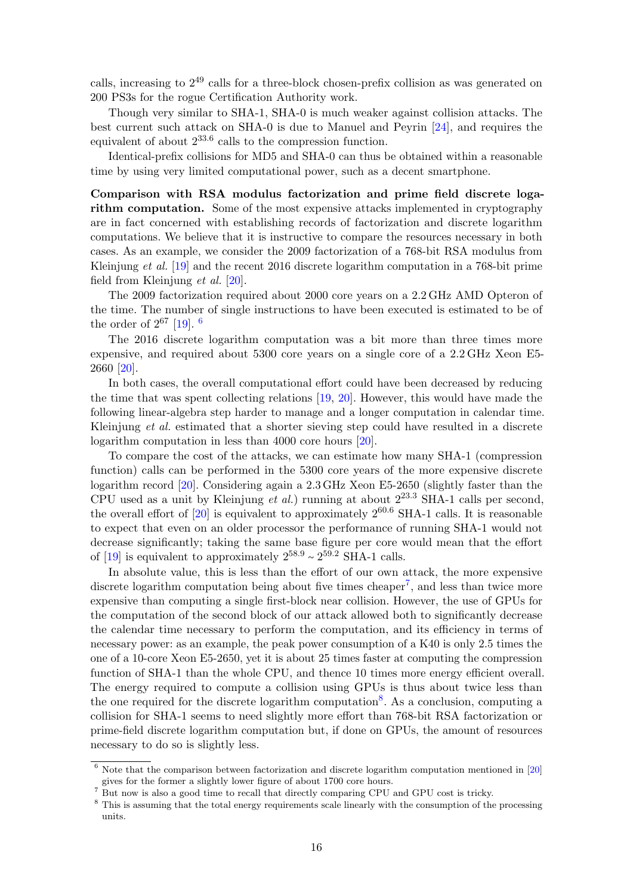calls, increasing to $2^{49}$ calls for a three-block chosen-prefix collision as was generated on 200 PS3s for the rogue Certification Authority work.

Though very similar to SHA-1, SHA-0 is much weaker against collision attacks. The best current such attack on SHA-0 is due to Manuel and Peyrin [24], and requires the equivalent of about $2^{33.6}$ calls to the compression function.

Identical-prefix collisions for MD5 and SHA-0 can thus be obtained within a reasonable time by using very limited computational power, such as a decent smartphone.

**Comparison with RSA modulus factorization and prime field discrete logarithm computation.** Some of the most expensive attacks implemented in cryptography are in fact concerned with establishing records of factorization and discrete logarithm computations. We believe that it is instructive to compare the resources necessary in both cases. As an example, we consider the 2009 factorization of a 768-bit RSA modulus from Kleinjung *et al.* [19] and the recent 2016 discrete logarithm computation in a 768-bit prime field from Kleinjung *et al.* [20].

The 2009 factorization required about 2000 core years on a 2.2 GHz AMD Opteron of the time. The number of single instructions to have been executed is estimated to be of the order of $2^{67}$ [19]. [6]

The 2016 discrete logarithm computation was a bit more than three times more expensive, and required about 5300 core years on a single core of a 2.2 GHz Xeon E5-2660 [20].

In both cases, the overall computational effort could have been decreased by reducing the time that was spent collecting relations [19, 20]. However, this would have made the following linear-algebra step harder to manage and a longer computation in calendar time. Kleinjung *et al.* estimated that a shorter sieving step could have resulted in a discrete logarithm computation in less than 4000 core hours [20].

To compare the cost of the attacks, we can estimate how many SHA-1 (compression function) calls can be performed in the 5300 core years of the more expensive discrete logarithm record [20]. Considering again a 2.3 GHz Xeon E5-2650 (slightly faster than the CPU used as a unit by Kleinjung *et al.*) running at about $2^{23.3}$ SHA-1 calls per second, the overall effort of [20] is equivalent to approximately $2^{60.6}$ SHA-1 calls. It is reasonable to expect that even on an older processor the performance of running SHA-1 would not decrease significantly; taking the same base figure per core would mean that the effort of [19] is equivalent to approximately $2^{58.9} \sim 2^{59.2}$ SHA-1 calls.

In absolute value, this is less than the effort of our own attack, the more expensive discrete logarithm computation being about five times cheaper[7], and less than twice more expensive than computing a single first-block near collision. However, the use of GPUs for the computation of the second block of our attack allowed both to significantly decrease the calendar time necessary to perform the computation, and its efficiency in terms of necessary power: as an example, the peak power consumption of a K40 is only 2.5 times the one of a 10-core Xeon E5-2650, yet it is about 25 times faster at computing the compression function of SHA-1 than the whole CPU, and thence 10 times more energy efficient overall. The energy required to compute a collision using GPUs is thus about twice less than the one required for the discrete logarithm computation[8]. As a conclusion, computing a collision for SHA-1 seems to need slightly more effort than 768-bit RSA factorization or prime-field discrete logarithm computation but, if done on GPUs, the amount of resources necessary to do so is slightly less.

---

[6] Note that the comparison between factorization and discrete logarithm computation mentioned in [20] gives for the former a slightly lower figure of about 1700 core hours.

[7] But now is also a good time to recall that directly comparing CPU and GPU cost is tricky.

[8] This is assuming that the total energy requirements scale linearly with the consumption of the processing units.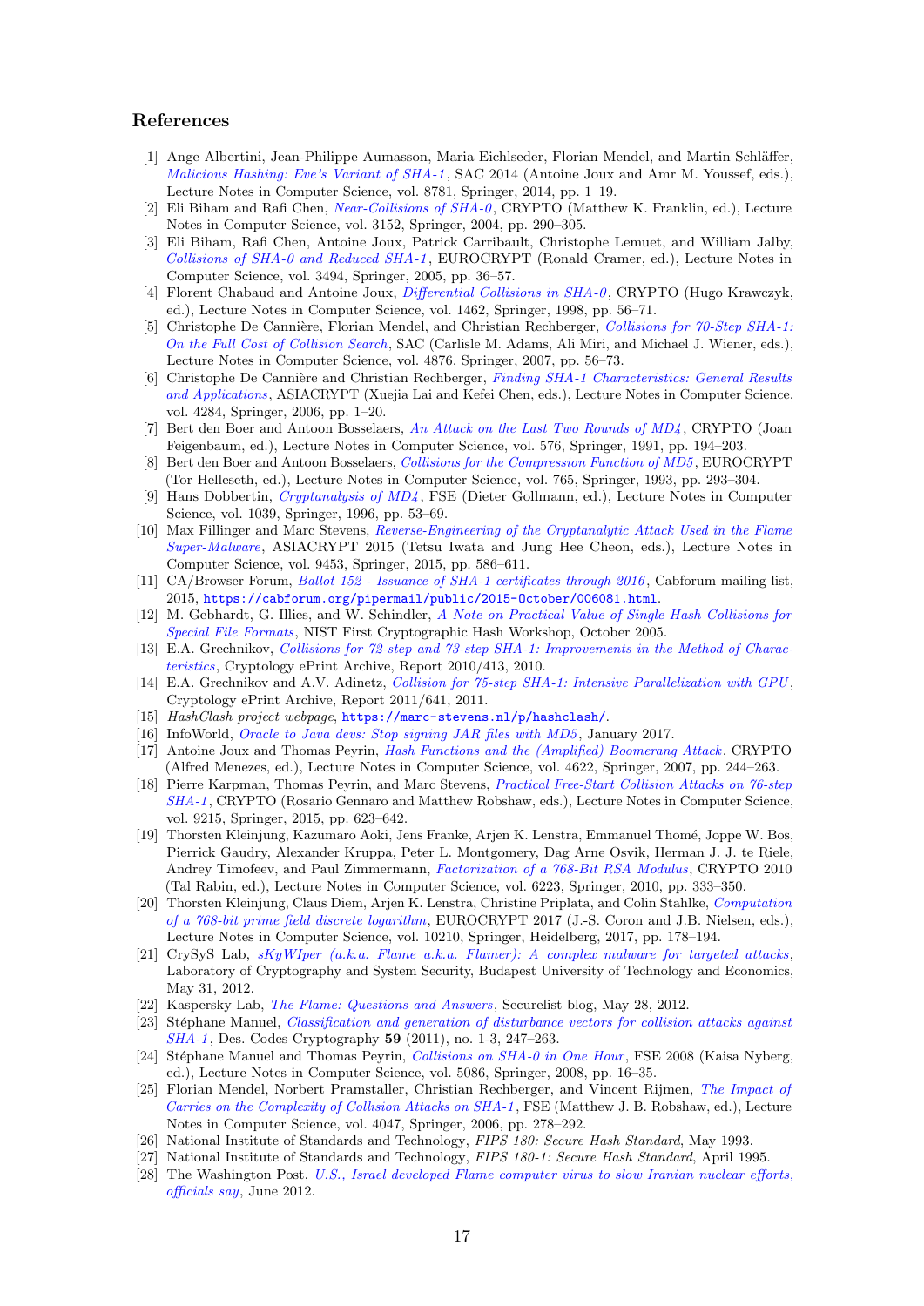## References

[1] Ange Albertini, Jean-Philippe Aumasson, Maria Eichlseder, Florian Mendel, and Martin Schläffer, *Malicious Hashing: Eve's Variant of SHA-1*, SAC 2014 (Antoine Joux and Amr M. Youssef, eds.), Lecture Notes in Computer Science, vol. 8781, Springer, 2014, pp. 1–19.

[2] Eli Biham and Rafi Chen, *Near-Collisions of SHA-0*, CRYPTO (Matthew K. Franklin, ed.), Lecture Notes in Computer Science, vol. 3152, Springer, 2004, pp. 290–305.

[3] Eli Biham, Rafi Chen, Antoine Joux, Patrick Carribault, Christophe Lemuet, and William Jalby, *Collisions of SHA-0 and Reduced SHA-1*, EUROCRYPT (Ronald Cramer, ed.), Lecture Notes in Computer Science, vol. 3494, Springer, 2005, pp. 36–57.

[4] Florent Chabaud and Antoine Joux, *Differential Collisions in SHA-0*, CRYPTO (Hugo Krawczyk, ed.), Lecture Notes in Computer Science, vol. 1462, Springer, 1998, pp. 56–71.

[5] Christophe De Cannière, Florian Mendel, and Christian Rechberger, *Collisions for 70-Step SHA-1: On the Full Cost of Collision Search*, SAC (Carlisle M. Adams, Ali Miri, and Michael J. Wiener, eds.), Lecture Notes in Computer Science, vol. 4876, Springer, 2007, pp. 56–73.

[6] Christophe De Cannière and Christian Rechberger, *Finding SHA-1 Characteristics: General Results and Applications*, ASIACRYPT (Xuejia Lai and Kefei Chen, eds.), Lecture Notes in Computer Science, vol. 4284, Springer, 2006, pp. 1–20.

[7] Bert den Boer and Antoon Bosselaers, *An Attack on the Last Two Rounds of MD4*, CRYPTO (Joan Feigenbaum, ed.), Lecture Notes in Computer Science, vol. 576, Springer, 1991, pp. 194–203.

[8] Bert den Boer and Antoon Bosselaers, *Collisions for the Compression Function of MD5*, EUROCRYPT (Tor Helleseth, ed.), Lecture Notes in Computer Science, vol. 765, Springer, 1993, pp. 293–304.

[9] Hans Dobbertin, *Cryptanalysis of MD4*, FSE (Dieter Gollmann, ed.), Lecture Notes in Computer Science, vol. 1039, Springer, 1996, pp. 53–69.

[10] Max Fillinger and Marc Stevens, *Reverse-Engineering of the Cryptanalytic Attack Used in the Flame Super-Malware*, ASIACRYPT 2015 (Tetsu Iwata and Jung Hee Cheon, eds.), Lecture Notes in Computer Science, vol. 9453, Springer, 2015, pp. 586–611.

[11] CA/Browser Forum, *Ballot 152 - Issuance of SHA-1 certificates through 2016*, Cabforum mailing list, 2015, https://cabforum.org/pipermail/public/2015-October/006081.html.

[12] M. Gebhardt, G. Illies, and W. Schindler, *A Note on Practical Value of Single Hash Collisions for Special File Formats*, NIST First Cryptographic Hash Workshop, October 2005.

[13] E.A. Grechnikov, *Collisions for 72-step and 73-step SHA-1: Improvements in the Method of Characteristics*, Cryptology ePrint Archive, Report 2010/413, 2010.

[14] E.A. Grechnikov and A.V. Adinetz, *Collision for 75-step SHA-1: Intensive Parallelization with GPU*, Cryptology ePrint Archive, Report 2011/641, 2011.

[15] *HashClash project webpage*, https://marc-stevens.nl/p/hashclash/.

[16] InfoWorld, *Oracle to Java devs: Stop signing JAR files with MD5*, January 2017.

[17] Antoine Joux and Thomas Peyrin, *Hash Functions and the (Amplified) Boomerang Attack*, CRYPTO (Alfred Menezes, ed.), Lecture Notes in Computer Science, vol. 4622, Springer, 2007, pp. 244–263.

[18] Pierre Karpman, Thomas Peyrin, and Marc Stevens, *Practical Free-Start Collision Attacks on 76-step SHA-1*, CRYPTO (Rosario Gennaro and Matthew Robshaw, eds.), Lecture Notes in Computer Science, vol. 9215, Springer, 2015, pp. 623–642.

[19] Thorsten Kleinjung, Kazumaro Aoki, Jens Franke, Arjen K. Lenstra, Emmanuel Thomé, Joppe W. Bos, Pierrick Gaudry, Alexander Kruppa, Peter L. Montgomery, Dag Arne Osvik, Herman J. J. te Riele, Andrey Timofeev, and Paul Zimmermann, *Factorization of a 768-Bit RSA Modulus*, CRYPTO 2010 (Tal Rabin, ed.), Lecture Notes in Computer Science, vol. 6223, Springer, 2010, pp. 333–350.

[20] Thorsten Kleinjung, Claus Diem, Arjen K. Lenstra, Christine Priplata, and Colin Stahlke, *Computation of a 768-bit prime field discrete logarithm*, EUROCRYPT 2017 (J.-S. Coron and J.B. Nielsen, eds.), Lecture Notes in Computer Science, vol. 10210, Springer, Heidelberg, 2017, pp. 178–194.

[21] CrySyS Lab, *sKyWIper (a.k.a. Flame a.k.a. Flamer): A complex malware for targeted attacks*, Laboratory of Cryptography and System Security, Budapest University of Technology and Economics, May 31, 2012.

[22] Kaspersky Lab, *The Flame: Questions and Answers*, Securelist blog, May 28, 2012.

[23] Stéphane Manuel, *Classification and generation of disturbance vectors for collision attacks against SHA-1*, Des. Codes Cryptography **59** (2011), no. 1-3, 247–263.

[24] Stéphane Manuel and Thomas Peyrin, *Collisions on SHA-0 in One Hour*, FSE 2008 (Kaisa Nyberg, ed.), Lecture Notes in Computer Science, vol. 5086, Springer, 2008, pp. 16–35.

[25] Florian Mendel, Norbert Pramstaller, Christian Rechberger, and Vincent Rijmen, *The Impact of Carries on the Complexity of Collision Attacks on SHA-1*, FSE (Matthew J. B. Robshaw, ed.), Lecture Notes in Computer Science, vol. 4047, Springer, 2006, pp. 278–292.

[26] National Institute of Standards and Technology, *FIPS 180: Secure Hash Standard*, May 1993.

[27] National Institute of Standards and Technology, *FIPS 180-1: Secure Hash Standard*, April 1995.

[28] The Washington Post, *U.S., Israel developed Flame computer virus to slow Iranian nuclear efforts, officials say*, June 2012.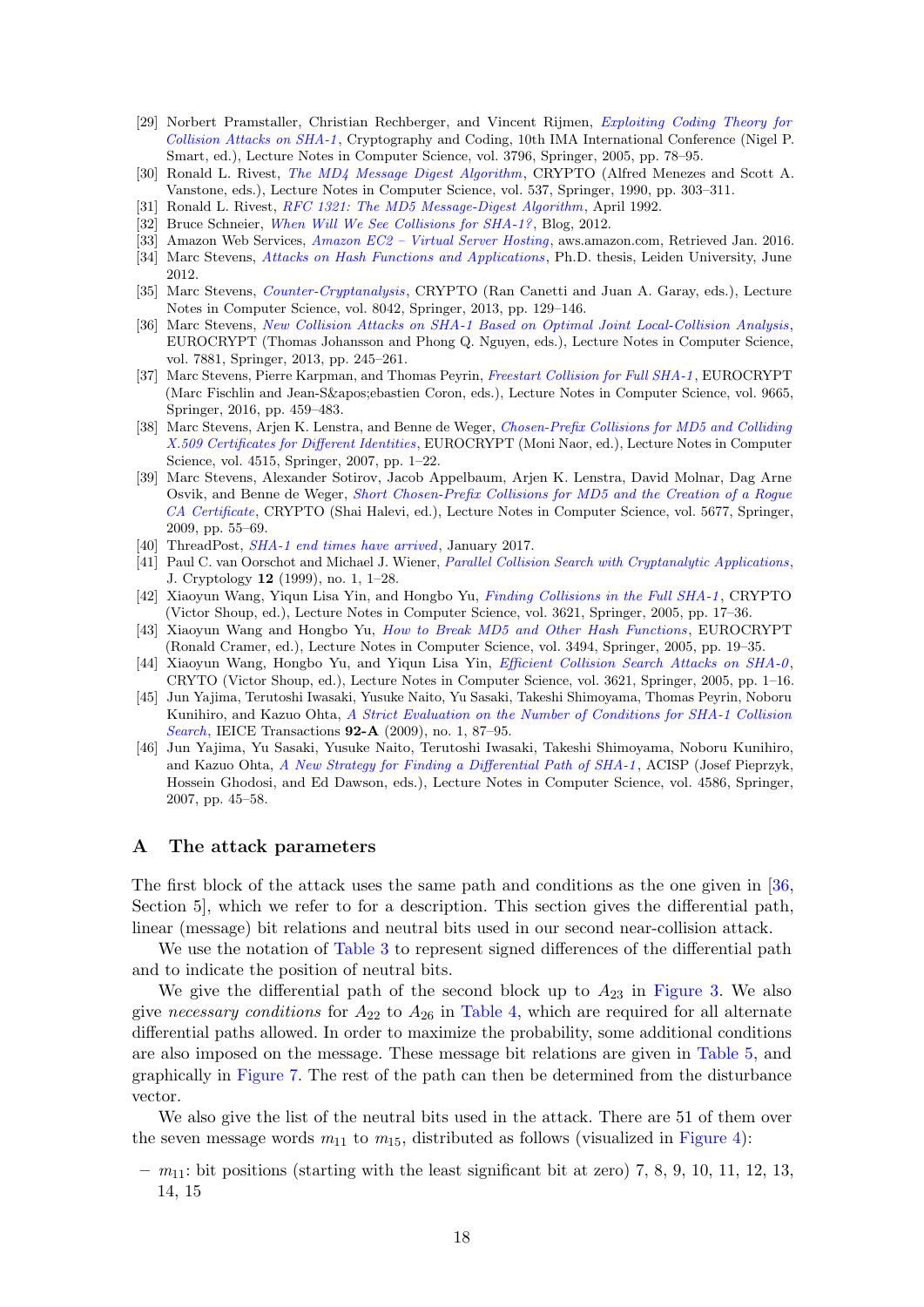[29] Norbert Pramstaller, Christian Rechberger, and Vincent Rijmen, *Exploiting Coding Theory for Collision Attacks on SHA-1*, Cryptography and Coding, 10th IMA International Conference (Nigel P. Smart, ed.), Lecture Notes in Computer Science, vol. 3796, Springer, 2005, pp. 78–95.

[30] Ronald L. Rivest, *The MD4 Message Digest Algorithm*, CRYPTO (Alfred Menezes and Scott A. Vanstone, eds.), Lecture Notes in Computer Science, vol. 537, Springer, 1990, pp. 303–311.

[31] Ronald L. Rivest, *RFC 1321: The MD5 Message-Digest Algorithm*, April 1992.

[32] Bruce Schneier, *When Will We See Collisions for SHA-1?*, Blog, 2012.

[33] Amazon Web Services, *Amazon EC2 – Virtual Server Hosting*, aws.amazon.com, Retrieved Jan. 2016.

[34] Marc Stevens, *Attacks on Hash Functions and Applications*, Ph.D. thesis, Leiden University, June 2012.

[35] Marc Stevens, *Counter-Cryptanalysis*, CRYPTO (Ran Canetti and Juan A. Garay, eds.), Lecture Notes in Computer Science, vol. 8042, Springer, 2013, pp. 129–146.

[36] Marc Stevens, *New Collision Attacks on SHA-1 Based on Optimal Joint Local-Collision Analysis*, EUROCRYPT (Thomas Johansson and Phong Q. Nguyen, eds.), Lecture Notes in Computer Science, vol. 7881, Springer, 2013, pp. 245–261.

[37] Marc Stevens, Pierre Karpman, and Thomas Peyrin, *Freestart Collision for Full SHA-1*, EUROCRYPT (Marc Fischlin and Jean-S&apos;ebastien Coron, eds.), Lecture Notes in Computer Science, vol. 9665, Springer, 2016, pp. 459–483.

[38] Marc Stevens, Arjen K. Lenstra, and Benne de Weger, *Chosen-Prefix Collisions for MD5 and Colliding X.509 Certificates for Different Identities*, EUROCRYPT (Moni Naor, ed.), Lecture Notes in Computer Science, vol. 4515, Springer, 2007, pp. 1–22.

[39] Marc Stevens, Alexander Sotirov, Jacob Appelbaum, Arjen K. Lenstra, David Molnar, Dag Arne Osvik, and Benne de Weger, *Short Chosen-Prefix Collisions for MD5 and the Creation of a Rogue CA Certificate*, CRYPTO (Shai Halevi, ed.), Lecture Notes in Computer Science, vol. 5677, Springer, 2009, pp. 55–69.

[40] ThreadPost, *SHA-1 end times have arrived*, January 2017.

[41] Paul C. van Oorschot and Michael J. Wiener, *Parallel Collision Search with Cryptanalytic Applications*, J. Cryptology **12** (1999), no. 1, 1–28.

[42] Xiaoyun Wang, Yiqun Lisa Yin, and Hongbo Yu, *Finding Collisions in the Full SHA-1*, CRYPTO (Victor Shoup, ed.), Lecture Notes in Computer Science, vol. 3621, Springer, 2005, pp. 17–36.

[43] Xiaoyun Wang and Hongbo Yu, *How to Break MD5 and Other Hash Functions*, EUROCRYPT (Ronald Cramer, ed.), Lecture Notes in Computer Science, vol. 3494, Springer, 2005, pp. 19–35.

[44] Xiaoyun Wang, Hongbo Yu, and Yiqun Lisa Yin, *Efficient Collision Search Attacks on SHA-0*, CRYTO (Victor Shoup, ed.), Lecture Notes in Computer Science, vol. 3621, Springer, 2005, pp. 1–16.

[45] Jun Yajima, Terutoshi Iwasaki, Yusuke Naito, Yu Sasaki, Takeshi Shimoyama, Thomas Peyrin, Noboru Kunihiro, and Kazuo Ohta, *A Strict Evaluation on the Number of Conditions for SHA-1 Collision Search*, IEICE Transactions **92-A** (2009), no. 1, 87–95.

[46] Jun Yajima, Yu Sasaki, Yusuke Naito, Terutoshi Iwasaki, Takeshi Shimoyama, Noboru Kunihiro, and Kazuo Ohta, *A New Strategy for Finding a Differential Path of SHA-1*, ACISP (Josef Pieprzyk, Hossein Ghodosi, and Ed Dawson, eds.), Lecture Notes in Computer Science, vol. 4586, Springer, 2007, pp. 45–58.

## A The attack parameters

The first block of the attack uses the same path and conditions as the one given in [36, Section 5], which we refer to for a description. This section gives the differential path, linear (message) bit relations and neutral bits used in our second near-collision attack.

We use the notation of Table 3 to represent signed differences of the differential path and to indicate the position of neutral bits.

We give the differential path of the second block up to $A_{23}$ in Figure 3. We also give *necessary conditions* for $A_{22}$ to $A_{26}$ in Table 4, which are required for all alternate differential paths allowed. In order to maximize the probability, some additional conditions are also imposed on the message. These message bit relations are given in Table 5, and graphically in Figure 7. The rest of the path can then be determined from the disturbance vector.

We also give the list of the neutral bits used in the attack. There are 51 of them over the seven message words $m_{11}$ to $m_{15}$, distributed as follows (visualized in Figure 4):

– $m_{11}$: bit positions (starting with the least significant bit at zero) 7, 8, 9, 10, 11, 12, 13, 14, 15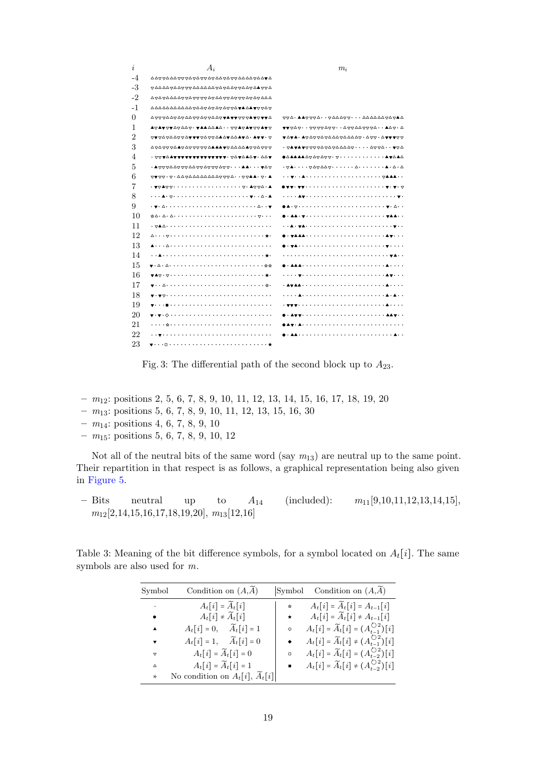Fig. 3: The differential path of the second block up to $A_{23}$.

- $m_{12}$: positions 2, 5, 6, 7, 8, 9, 10, 11, 12, 13, 14, 15, 16, 17, 18, 19, 20
- $m_{13}$: positions 5, 6, 7, 8, 9, 10, 11, 12, 13, 15, 16, 30
- $m_{14}$: positions 4, 6, 7, 8, 9, 10
- $m_{15}$: positions 5, 6, 7, 8, 9, 10, 12

Not all of the neutral bits of the same word (say $m_{13}$) are neutral up to the same point. Their repartition in that respect is as follows, a graphical representation being also given in Figure 5.

- Bits neutral up to $A_{14}$ (included): $m_{11}$[9,10,11,12,13,14,15], $m_{12}$[2,14,15,16,17,18,19,20], $m_{13}$[12,16]

Table 3: Meaning of the bit difference symbols, for a symbol located on $A_t[i]$. The same symbols are also used for $m$.

| Symbol | Condition on $(A,\widetilde{A})$ | Symbol | Condition on $(A,\widetilde{A})$ |
|---|---|---|---|
| · | $A_t[i] = \widetilde{A}_t[i]$ | ☆ | $A_t[i] = \widetilde{A}_t[i] = A_{t-1}[i]$ |
| ● | $A_t[i] \neq \widetilde{A}_t[i]$ | ★ | $A_t[i] = \widetilde{A}_t[i] \neq A_{t-1}[i]$ |
| ▲ | $A_t[i] = 0, \quad \widetilde{A}_t[i] = 1$ | ◇ | $A_t[i] = \widetilde{A}_t[i] = (A_{t-1}^{\circlearrowright 2})[i]$ |
| ▼ | $A_t[i] = 1, \quad \widetilde{A}_t[i] = 0$ | ◆ | $A_t[i] = \widetilde{A}_t[i] \neq (A_{t-1}^{\circlearrowright 2})[i]$ |
| ▽ | $A_t[i] = \widetilde{A}_t[i] = 0$ | □ | $A_t[i] = \widetilde{A}_t[i] = (A_{t-2}^{\circlearrowright 2})[i]$ |
| △ | $A_t[i] = \widetilde{A}_t[i] = 1$ | ■ | $A_t[i] = \widetilde{A}_t[i] \neq (A_{t-2}^{\circlearrowright 2})[i]$ |
| * | No condition on $A_t[i]$, $\widetilde{A}_t[i]$ | | |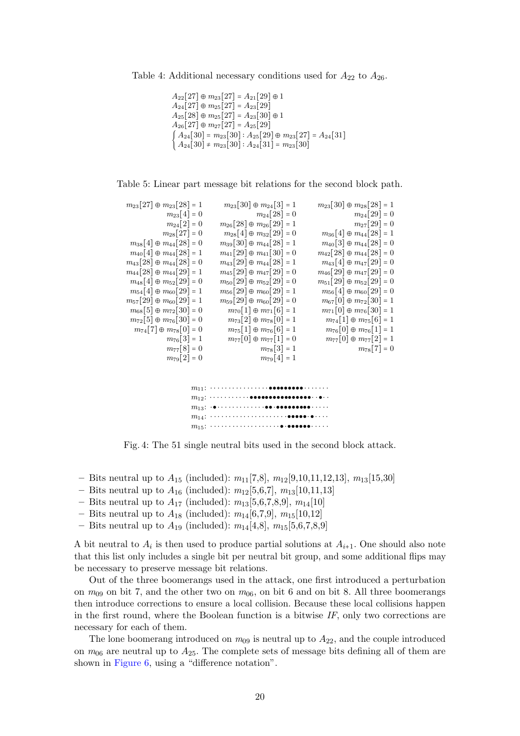Table 4: Additional necessary conditions used for $A_{22}$ to $A_{26}$.

$$A_{22}[27] \oplus m_{23}[27] = A_{21}[29] \oplus 1$$
$$A_{24}[27] \oplus m_{25}[27] = A_{23}[29]$$
$$A_{25}[28] \oplus m_{25}[27] = A_{23}[30] \oplus 1$$
$$A_{26}[27] \oplus m_{27}[27] = A_{25}[29]$$
$$\begin{cases} A_{24}[30] = m_{23}[30] : A_{25}[29] \oplus m_{23}[27] = A_{24}[31] \\ A_{24}[30] \neq m_{23}[30] : A_{24}[31] = m_{23}[30] \end{cases}$$

Table 5: Linear part message bit relations for the second block path.

| | | |
|---|---|---|
| $m_{23}[27] \oplus m_{23}[28] = 1$ | $m_{23}[30] \oplus m_{24}[3] = 1$ | $m_{23}[30] \oplus m_{28}[28] = 1$ |
| $m_{23}[4] = 0$ | $m_{24}[28] = 0$ | $m_{24}[29] = 0$ |
| $m_{24}[2] = 0$ | $m_{26}[28] \oplus m_{26}[29] = 1$ | $m_{27}[29] = 0$ |
| $m_{28}[27] = 0$ | $m_{28}[4] \oplus m_{32}[29] = 0$ | $m_{36}[4] \oplus m_{44}[28] = 1$ |
| $m_{38}[4] \oplus m_{44}[28] = 0$ | $m_{39}[30] \oplus m_{44}[28] = 1$ | $m_{40}[3] \oplus m_{44}[28] = 0$ |
| $m_{40}[4] \oplus m_{44}[28] = 1$ | $m_{41}[29] \oplus m_{41}[30] = 0$ | $m_{42}[28] \oplus m_{44}[28] = 0$ |
| $m_{43}[28] \oplus m_{44}[28] = 0$ | $m_{43}[29] \oplus m_{44}[28] = 1$ | $m_{43}[4] \oplus m_{47}[29] = 0$ |
| $m_{44}[28] \oplus m_{44}[29] = 1$ | $m_{45}[29] \oplus m_{47}[29] = 0$ | $m_{46}[29] \oplus m_{47}[29] = 0$ |
| $m_{48}[4] \oplus m_{52}[29] = 0$ | $m_{50}[29] \oplus m_{52}[29] = 0$ | $m_{51}[29] \oplus m_{52}[29] = 0$ |
| $m_{54}[4] \oplus m_{60}[29] = 1$ | $m_{56}[29] \oplus m_{60}[29] = 1$ | $m_{56}[4] \oplus m_{60}[29] = 0$ |
| $m_{57}[29] \oplus m_{60}[29] = 1$ | $m_{59}[29] \oplus m_{60}[29] = 0$ | $m_{67}[0] \oplus m_{72}[30] = 1$ |
| $m_{68}[5] \oplus m_{72}[30] = 0$ | $m_{70}[1] \oplus m_{71}[6] = 1$ | $m_{71}[0] \oplus m_{76}[30] = 1$ |
| $m_{72}[5] \oplus m_{76}[30] = 0$ | $m_{73}[2] \oplus m_{78}[0] = 1$ | $m_{74}[1] \oplus m_{75}[6] = 1$ |
| $m_{74}[7] \oplus m_{78}[0] = 0$ | $m_{75}[1] \oplus m_{76}[6] = 1$ | $m_{76}[0] \oplus m_{76}[1] = 1$ |
| $m_{76}[3] = 1$ | $m_{77}[0] \oplus m_{77}[1] = 0$ | $m_{77}[0] \oplus m_{77}[2] = 1$ |
| $m_{77}[8] = 0$ | $m_{78}[3] = 1$ | $m_{78}[7] = 0$ |
| $m_{79}[2] = 0$ | $m_{79}[4] = 1$ | |

```
m11: ················●●●●●●●●●·······
m12: ···········●●●●●●●●●●●●●●●●··●··
m13: ·●·············●●·●●●●●●●●●·····
m14: ·····················●●●●●·●····
m15: ···················●·●●●●●●·····
```

Fig. 4: The 51 single neutral bits used in the second block attack.

- Bits neutral up to $A_{15}$ (included): $m_{11}$[7,8], $m_{12}$[9,10,11,12,13], $m_{13}$[15,30]
- Bits neutral up to $A_{16}$ (included): $m_{12}$[5,6,7], $m_{13}$[10,11,13]
- Bits neutral up to $A_{17}$ (included): $m_{13}$[5,6,7,8,9], $m_{14}$[10]
- Bits neutral up to $A_{18}$ (included): $m_{14}$[6,7,9], $m_{15}$[10,12]
- Bits neutral up to $A_{19}$ (included): $m_{14}$[4,8], $m_{15}$[5,6,7,8,9]

A bit neutral to $A_i$ is then used to produce partial solutions at $A_{i+1}$. One should also note that this list only includes a single bit per neutral bit group, and some additional flips may be necessary to preserve message bit relations.

Out of the three boomerangs used in the attack, one first introduced a perturbation on $m_{09}$ on bit 7, and the other two on $m_{06}$, on bit 6 and on bit 8. All three boomerangs then introduce corrections to ensure a local collision. Because these local collisions happen in the first round, where the Boolean function is a bitwise *IF*, only two corrections are necessary for each of them.

The lone boomerang introduced on $m_{09}$ is neutral up to $A_{22}$, and the couple introduced on $m_{06}$ are neutral up to $A_{25}$. The complete sets of message bits defining all of them are shown in Figure 6, using a "difference notation".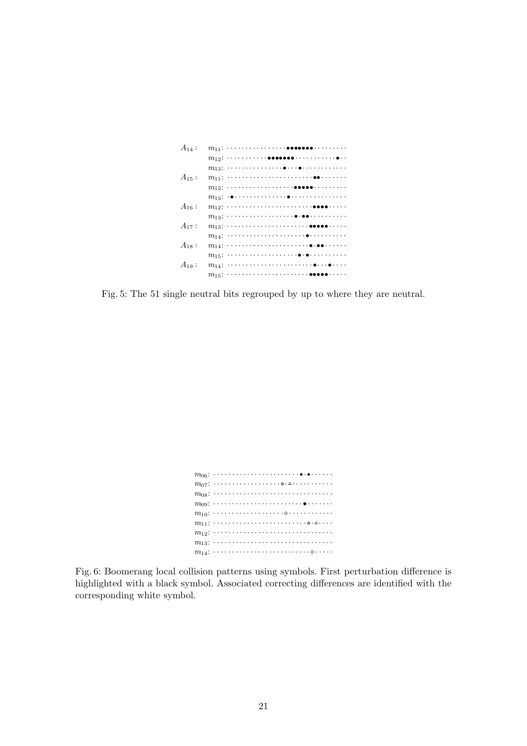```
A14 : m11: ················•••••••·········
      m12: ···········••••••···········•··
      m13: ···············•···•············
A15 : m11: ·······················••·······
      m12: ··················•••••·········
      m13: ·•··············•···············
A16 : m12: ·······················••••·····
      m13: ··················•·••··········
A17 : m13: ······················•••••·····
      m14: ·····················•··········
A18 : m14: ······················•·••······
      m15: ···················•·•··········
A19 : m14: ························•···•····
      m15: ······················•••••·····
```

Fig. 5: The 51 single neutral bits regrouped by up to where they are neutral.

```
m06: ·······················★·▲······
m07: ··················☆·△···········
m08: ································
m09: ························◆·······
m10: ···················◇············
m11: ·························☆·△····
m12: ································
m13: ································
m14: ··························◇·····
```

Fig. 6: Boomerang local collision patterns using symbols. First perturbation difference is highlighted with a black symbol. Associated correcting differences are identified with the corresponding white symbol.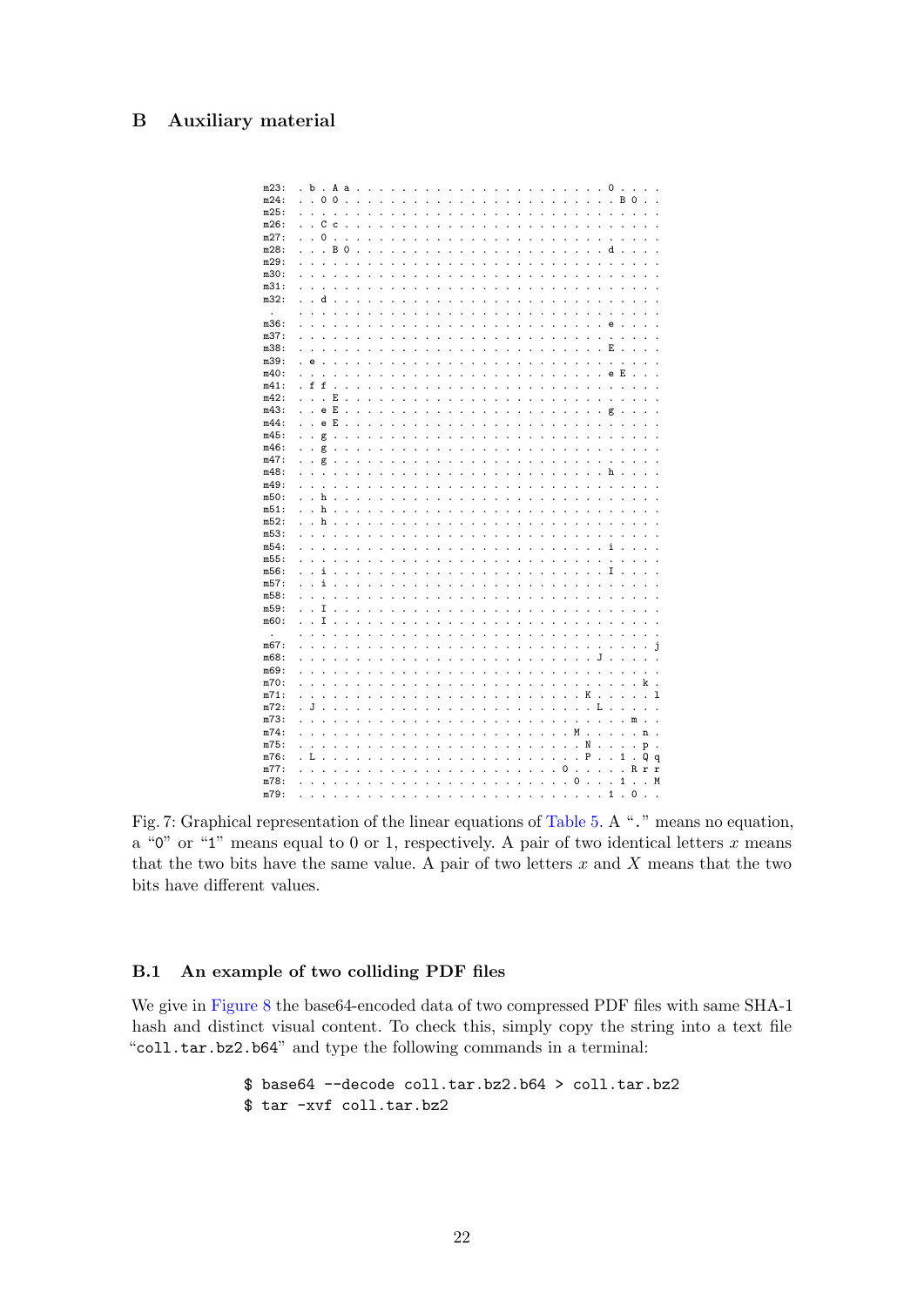## B Auxiliary material

```
m23: . b . A a . . . . . . . . . . . . . . . . . . . . . . 0 . . . .
m24: . . 0 0 . . . . . . . . . . . . . . . . . . . . . . . . B 0 . .
m25: . . . . . . . . . . . . . . . . . . . . . . . . . . . . . . . .
m26: . . C c . . . . . . . . . . . . . . . . . . . . . . . . . . . .
m27: . . 0 . . . . . . . . . . . . . . . . . . . . . . . . . . . . .
m28: . . . B 0 . . . . . . . . . . . . . . . . . . . . . . d . . . .
m29: . . . . . . . . . . . . . . . . . . . . . . . . . . . . . . . .
m30: . . . . . . . . . . . . . . . . . . . . . . . . . . . . . . . .
m31: . . . . . . . . . . . . . . . . . . . . . . . . . . . . . . . .
m32: . . d . . . . . . . . . . . . . . . . . . . . . . . . . . . . .
  .  . . . . . . . . . . . . . . . . . . . . . . . . . . . . . . . .
m36: . . . . . . . . . . . . . . . . . . . . . . . . . . . e . . . .
m37: . . . . . . . . . . . . . . . . . . . . . . . . . . . . . . . .
m38: . . . . . . . . . . . . . . . . . . . . . . . . . . . E . . . .
m39: . e . . . . . . . . . . . . . . . . . . . . . . . . . . . . . .
m40: . . . . . . . . . . . . . . . . . . . . . . . . . . . e E . . .
m41: . f f . . . . . . . . . . . . . . . . . . . . . . . . . . . . .
m42: . . . E . . . . . . . . . . . . . . . . . . . . . . . . . . . .
m43: . . e E . . . . . . . . . . . . . . . . . . . . . . . g . . . .
m44: . . e E . . . . . . . . . . . . . . . . . . . . . . . . . . . .
m45: . . g . . . . . . . . . . . . . . . . . . . . . . . . . . . . .
m46: . . g . . . . . . . . . . . . . . . . . . . . . . . . . . . . .
m47: . . g . . . . . . . . . . . . . . . . . . . . . . . . . . . . .
m48: . . . . . . . . . . . . . . . . . . . . . . . . . . . h . . . .
m49: . . . . . . . . . . . . . . . . . . . . . . . . . . . . . . . .
m50: . . h . . . . . . . . . . . . . . . . . . . . . . . . . . . . .
m51: . . h . . . . . . . . . . . . . . . . . . . . . . . . . . . . .
m52: . . h . . . . . . . . . . . . . . . . . . . . . . . . . . . . .
m53: . . . . . . . . . . . . . . . . . . . . . . . . . . . . . . . .
m54: . . . . . . . . . . . . . . . . . . . . . . . . . . . i . . . .
m55: . . . . . . . . . . . . . . . . . . . . . . . . . . . . . . . .
m56: . . i . . . . . . . . . . . . . . . . . . . . . . . . I . . . .
m57: . . i . . . . . . . . . . . . . . . . . . . . . . . . . . . . .
m58: . . . . . . . . . . . . . . . . . . . . . . . . . . . . . . . .
m59: . . I . . . . . . . . . . . . . . . . . . . . . . . . . . . . .
m60: . . I . . . . . . . . . . . . . . . . . . . . . . . . . . . . .
  .  . . . . . . . . . . . . . . . . . . . . . . . . . . . . . . . .
m67: . . . . . . . . . . . . . . . . . . . . . . . . . . . . . . . j
m68: . . . . . . . . . . . . . . . . . . . . . . . . . . J . . . . .
m69: . . . . . . . . . . . . . . . . . . . . . . . . . . . . . . . .
m70: . . . . . . . . . . . . . . . . . . . . . . . . . . . . . . k .
m71: . . . . . . . . . . . . . . . . . . . . . . . . . K . . . . . l
m72: . J . . . . . . . . . . . . . . . . . . . . . . . . . L . . . . .
m73: . . . . . . . . . . . . . . . . . . . . . . . . . . . . . m . .
m74: . . . . . . . . . . . . . . . . . . . . . . . . M . . . . . n .
m75: . . . . . . . . . . . . . . . . . . . . . . . . . N . . . . p .
m76: . L . . . . . . . . . . . . . . . . . . . . . . . P . . 1 . Q q
m77: . . . . . . . . . . . . . . . . . . . . . . . 0 . . . . . R r r
m78: . . . . . . . . . . . . . . . . . . . . . . . . 0 . . . 1 . . M
m79: . . . . . . . . . . . . . . . . . . . . . . . . . . . 1 . 0 . .
```

Fig. 7: Graphical representation of the linear equations of Table 5. A "." means no equation, a "0" or "1" means equal to 0 or 1, respectively. A pair of two identical letters $x$ means that the two bits have the same value. A pair of two letters $x$ and $X$ means that the two bits have different values.

### B.1 An example of two colliding PDF files

We give in Figure 8 the base64-encoded data of two compressed PDF files with same SHA-1 hash and distinct visual content. To check this, simply copy the string into a text file "coll.tar.bz2.b64" and type the following commands in a terminal:

```
$ base64 --decode coll.tar.bz2.b64 > coll.tar.bz2
$ tar -xvf coll.tar.bz2
```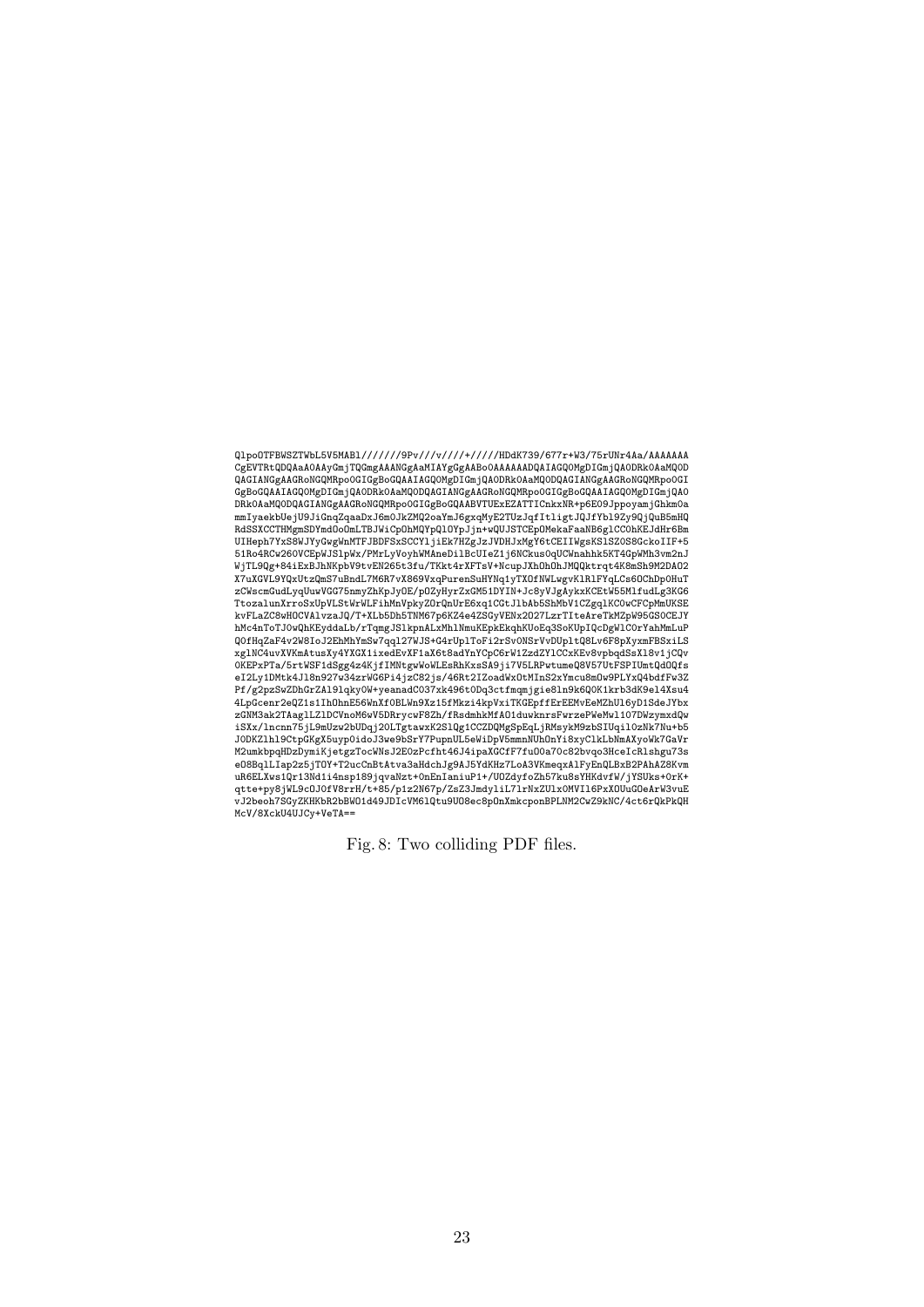```
QlpoOTFBWSZTWbL5V5MABl///////9Pv///v////+/////HDdK739/677r+W3/75rUNr4Aa/AAAAAAA
CgEVTRtQDQAaA0AAyGmjTQGmgAAANGgAaMIAYgGgAABoOAAAAAADQAIAGQ0MgDIGmjQA0DRk0AaMQ0D
QAGIANGgAAGRoNGQMRpo0GIGgBoGQAAIAGQ0MgDIGmjQA0DRk0AaMQ0DQAGIANGgAAGRoNGQMRpo0GI
GgBoGQAAIAGQ0MgDIGmjQA0DRk0AaMQ0DQAGIANGgAAGRoNGQMRpo0GIGgBoGQAAIAGQ0MgDIGmjQA0
DRk0AaMQ0DQAGIANGgAAGRoNGQMRpo0GIGgBoGQAABVTUExEZATTICnkxNR+p6E09JppoyamjGhkm0a
mmIyaekbUejU9JiGnqZqaaDxJ6m0JkZMQ2oaYmJ6gxqMyE2TUzJqfItligtJQJfYbl9Zy9QjQuB5mHQ
RdSSXCCTHMgmSDYmdOoOmLTBJWiCpOhMQYpQl0YpJjn+wQUJSTCEpOMekaFaaNB6glCC0hKEJdHr6Bm
UIHeph7YxS8WJYyGwgWnMTFJBDFSxSCCYljiEk7HZgJzJVDHJxMgY6tCEIIWgsKSlSZ0S8GckoIIF+5
51Ro4RCw260VCEpWJSlpWx/PMrLyVoyhWMAneDilBcUIeZ1j6NCkus0qUCWnahhk5KT4GpWMh3vm2nJ
WjTL9Qg+84iExBJhNKpbV9tvEN265t3fu/TKkt4rXFTsV+NcupJXhOhOhJMQQktrqt4K8mSh9M2DAO2
X7uXGVL9YQxUtzQmS7uBndL7M6R7vX869VxqPurenSuHYNq1yTXOfNWLwgvKlRlFYqLCs6OChDp0HuT
zCWscmGudLyqUuwVGG75nmyZhKpJyOE/pOZyHyrZxGM51DYIN+Jc8yVJgAykxKCEtW55MlfudLg3KG6
TtozalunXrroSxUpVLStWrWLFihMnVpkyZOrQnUrE6xq1CGtJlbAb5ShMbV1CZgqlKCOwCFCpMmUKSE
kvFLaZC8wHOCVAlvzaJQ/T+XLb5Dh5TNM67p6KZ4e4ZSGyVENx2O27LzrTIteAreTkMZpW95GS0CEJY
hMc4nToTJ0wQhKEyddaLb/rTqmgJSlkpnALxMhlNmuKEpkEkqhKUoEq3SoKUpIQcDgWlC0rYahMmLuP
Q0fHqZaF4v2W8IoJ2EhMhYmSw7qql27WJS+G4rUplToFi2rSv0NSrVvDUpltQ8Lv6F8pXyxmFBSxiLS
xglNC4uvXVKmAtusXy4YXGX1ixedEvXF1aX6t8adYnYCpC6rW1ZzdZYlCCxKEv8vpbqdSsXl8v1jCQv
0KEPxPTa/5rtWSF1dSgg4z4KjfIMNtgwWoWLEsRhKxsSA9ji7V5LRPwtumeQ8V57UtFSPIUmtQdOQfs
eI2Ly1DMtk4Jl8n927w34zrWG6Pi4jzC82js/46Rt2IZoadWxOtMInS2xYmcu8mOw9PLYxQ4bdfFw3Z
Pf/g2pzSwZDhGrZAl9lqky0W+yeanadC037xk496t0Dq3ctfmqmjgie8ln9k6Q0K1krb3dK9el4Xsu4
4LpGcenr2eQZ1s1IhOhnE56WnXf0BLWn9Xz15fMkzi4kpVxiTKGEpffErEEMvEeMZhUl6yD1SdeJYbx
zGNM3ak2TAaglLZlDCVnoM6wV5DRrycwF8Zh/fRsdmhkMfAO1duwknrsFwrzePWeMwl107DWzymxdQw
iSXx/lncnn75jL9mUzw2bUDqj2OLTgtawxK2SlQg1CCZDQMgSpEqLjRMsykM9zbSIUqil0zNk7Nu+b5
J0DKZlhl9CtpGKgX5uyp0idoJ3we9bSrY7PupnUL5eWiDpV5mmnNUhOnYi8xyClkLbNmAXyoWk7GaVr
M2umkbpqHDzDymiKjetgzTocWNsJ2E0zPcfht46J4ipaXGCfF7fu00a70c82bvqo3HceIcRlshgu73s
eO8BqlLIap2z5jTOY+T2ucCnBtAtva3aHdchJg9AJ5YdKHz7LoA3VKmeqxAlFyEnQLBxB2PAhAZ8Kvm
uR6ELXws1Qr13Nd1i4nsp189jqvaNzt+0nEnIaniuP1+/UOZdyfoZh57ku8sYHKdvfW/jYSUks+OrK+
qtte+py8jWL9cOJ0fV8rrH/t+85/p1z2N67p/ZsZ3JmdyliL7lrNxZUlx0MVIl6PxXOUuGOeArW3vuE
vJ2beoh7SGyZKHKbR2bBWO1d49JDIcVM6lQtu9UO8ec8pOnXmkcponBPLNM2CwZ9kNC/4ct6rQkPkQH
McV/8XckU4UJCy+VeTA==
```

Fig. 8: Two colliding PDF files.